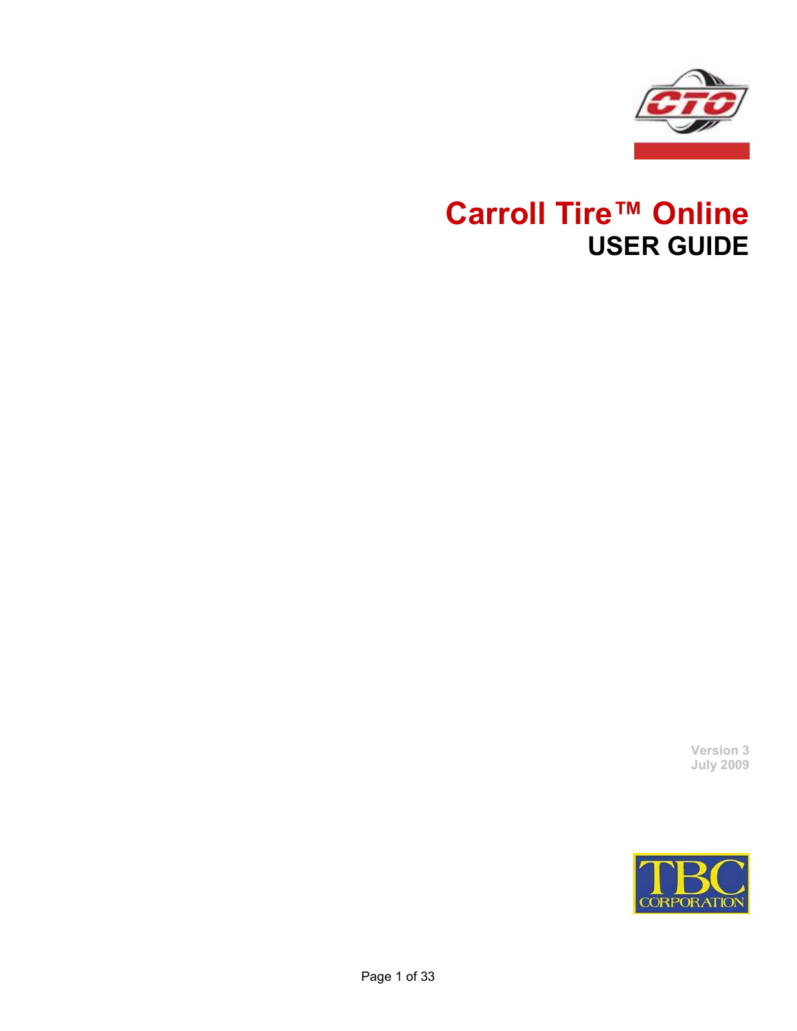# Carroll Tire™ Online

## USER GUIDE

Version 3
July 2009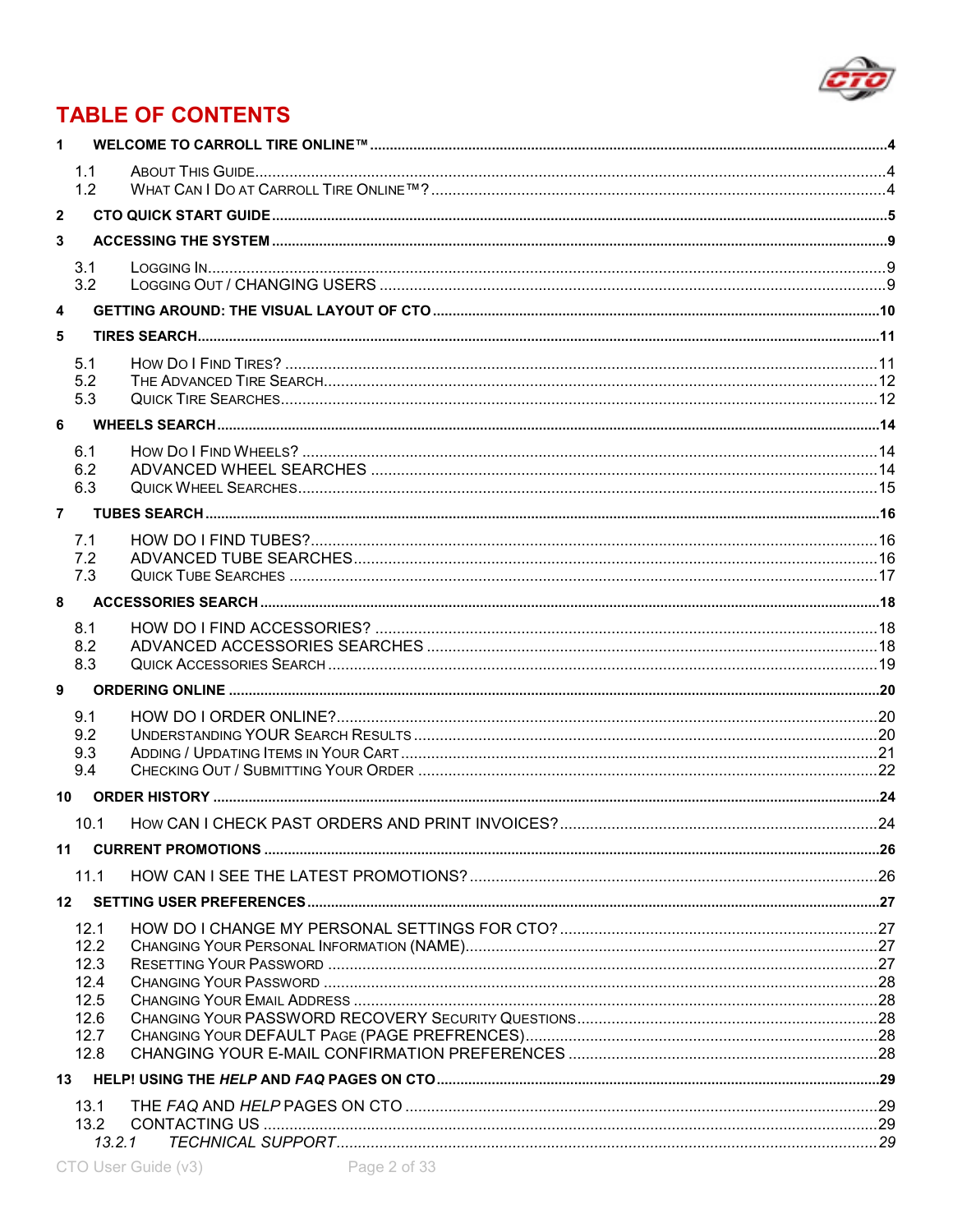# TABLE OF CONTENTS

**1 WELCOME TO CARROLL TIRE ONLINE™ .....4**

- 1.1 ABOUT THIS GUIDE .....4
- 1.2 WHAT CAN I DO AT CARROLL TIRE ONLINE™? .....4

**2 CTO QUICK START GUIDE .....5**

**3 ACCESSING THE SYSTEM .....9**

- 3.1 LOGGING IN .....9
- 3.2 LOGGING OUT / CHANGING USERS .....9

**4 GETTING AROUND: THE VISUAL LAYOUT OF CTO .....10**

**5 TIRES SEARCH .....11**

- 5.1 HOW DO I FIND TIRES? .....11
- 5.2 THE ADVANCED TIRE SEARCH .....12
- 5.3 QUICK TIRE SEARCHES .....12

**6 WHEELS SEARCH .....14**

- 6.1 HOW DO I FIND WHEELS? .....14
- 6.2 ADVANCED WHEEL SEARCHES .....14
- 6.3 QUICK WHEEL SEARCHES .....15

**7 TUBES SEARCH .....16**

- 7.1 HOW DO I FIND TUBES? .....16
- 7.2 ADVANCED TUBE SEARCHES .....16
- 7.3 QUICK TUBE SEARCHES .....17

**8 ACCESSORIES SEARCH .....18**

- 8.1 HOW DO I FIND ACCESSORIES? .....18
- 8.2 ADVANCED ACCESSORIES SEARCHES .....18
- 8.3 QUICK ACCESSORIES SEARCH .....19

**9 ORDERING ONLINE .....20**

- 9.1 HOW DO I ORDER ONLINE? .....20
- 9.2 UNDERSTANDING YOUR SEARCH RESULTS .....20
- 9.3 ADDING / UPDATING ITEMS IN YOUR CART .....21
- 9.4 CHECKING OUT / SUBMITTING YOUR ORDER .....22

**10 ORDER HISTORY .....24**

- 10.1 HOW CAN I CHECK PAST ORDERS AND PRINT INVOICES? .....24

**11 CURRENT PROMOTIONS .....26**

- 11.1 HOW CAN I SEE THE LATEST PROMOTIONS? .....26

**12 SETTING USER PREFERENCES .....27**

- 12.1 HOW DO I CHANGE MY PERSONAL SETTINGS FOR CTO? .....27
- 12.2 CHANGING YOUR PERSONAL INFORMATION (NAME) .....27
- 12.3 RESETTING YOUR PASSWORD .....27
- 12.4 CHANGING YOUR PASSWORD .....28
- 12.5 CHANGING YOUR EMAIL ADDRESS .....28
- 12.6 CHANGING YOUR PASSWORD RECOVERY SECURITY QUESTIONS .....28
- 12.7 CHANGING YOUR DEFAULT PAGE (PAGE PREFRENCES) .....28
- 12.8 CHANGING YOUR E-MAIL CONFIRMATION PREFERENCES .....28

**13 HELP! USING THE *HELP* AND *FAQ* PAGES ON CTO .....29**

- 13.1 THE *FAQ* AND *HELP* PAGES ON CTO .....29
- 13.2 CONTACTING US .....29
  - *13.2.1 TECHNICAL SUPPORT .....29*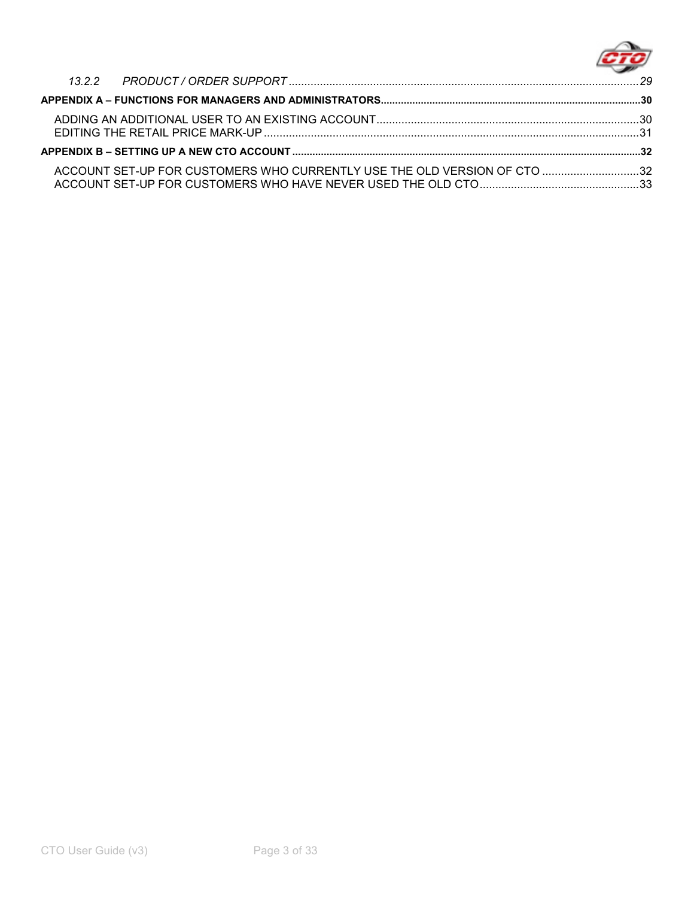13.2.2 *PRODUCT / ORDER SUPPORT* ..... *29*

**APPENDIX A – FUNCTIONS FOR MANAGERS AND ADMINISTRATORS** ..... **30**

ADDING AN ADDITIONAL USER TO AN EXISTING ACCOUNT ..... 30
EDITING THE RETAIL PRICE MARK-UP ..... 31

**APPENDIX B – SETTING UP A NEW CTO ACCOUNT** ..... **32**

ACCOUNT SET-UP FOR CUSTOMERS WHO CURRENTLY USE THE OLD VERSION OF CTO ..... 32
ACCOUNT SET-UP FOR CUSTOMERS WHO HAVE NEVER USED THE OLD CTO ..... 33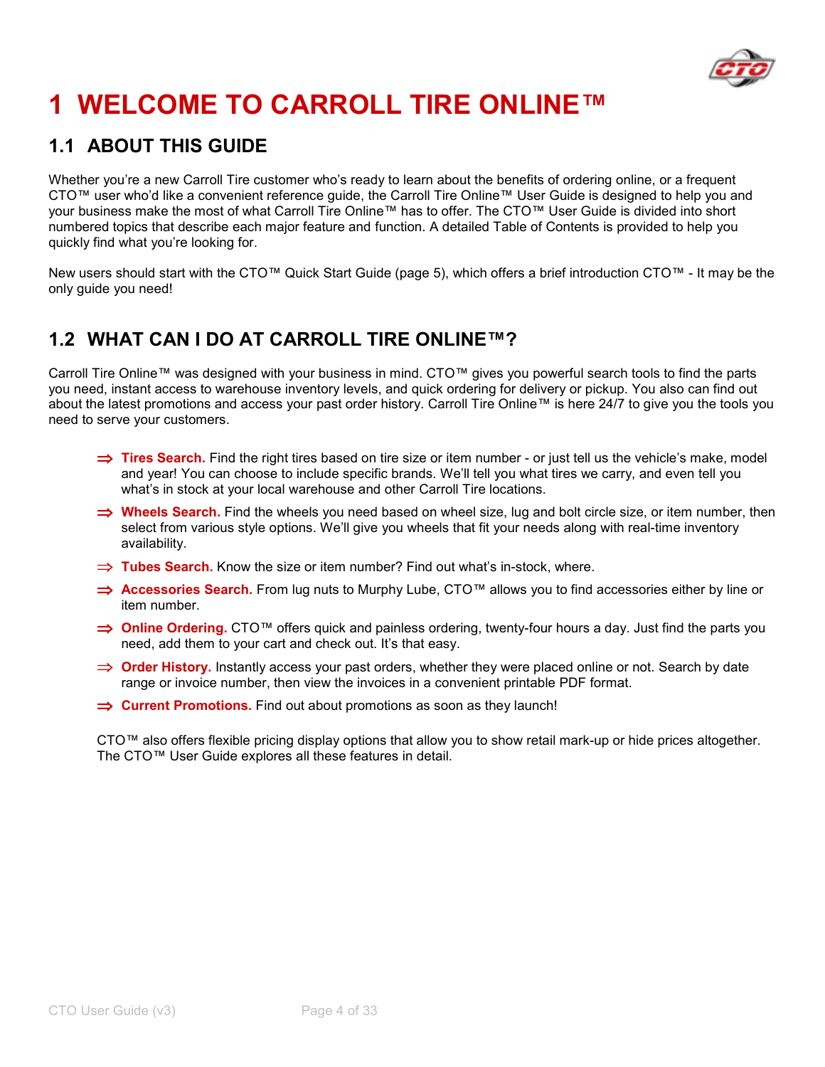# 1 WELCOME TO CARROLL TIRE ONLINE™

## 1.1 ABOUT THIS GUIDE

Whether you're a new Carroll Tire customer who's ready to learn about the benefits of ordering online, or a frequent CTO™ user who'd like a convenient reference guide, the Carroll Tire Online™ User Guide is designed to help you and your business make the most of what Carroll Tire Online™ has to offer. The CTO™ User Guide is divided into short numbered topics that describe each major feature and function. A detailed Table of Contents is provided to help you quickly find what you're looking for.

New users should start with the CTO™ Quick Start Guide (page 5), which offers a brief introduction CTO™ - It may be the only guide you need!

## 1.2 WHAT CAN I DO AT CARROLL TIRE ONLINE™?

Carroll Tire Online™ was designed with your business in mind. CTO™ gives you powerful search tools to find the parts you need, instant access to warehouse inventory levels, and quick ordering for delivery or pickup. You also can find out about the latest promotions and access your past order history. Carroll Tire Online™ is here 24/7 to give you the tools you need to serve your customers.

- ⇒ **Tires Search.** Find the right tires based on tire size or item number - or just tell us the vehicle's make, model and year! You can choose to include specific brands. We'll tell you what tires we carry, and even tell you what's in stock at your local warehouse and other Carroll Tire locations.
- ⇒ **Wheels Search.** Find the wheels you need based on wheel size, lug and bolt circle size, or item number, then select from various style options. We'll give you wheels that fit your needs along with real-time inventory availability.
- ⇒ **Tubes Search.** Know the size or item number? Find out what's in-stock, where.
- ⇒ **Accessories Search.** From lug nuts to Murphy Lube, CTO™ allows you to find accessories either by line or item number.
- ⇒ **Online Ordering.** CTO™ offers quick and painless ordering, twenty-four hours a day. Just find the parts you need, add them to your cart and check out. It's that easy.
- ⇒ **Order History.** Instantly access your past orders, whether they were placed online or not. Search by date range or invoice number, then view the invoices in a convenient printable PDF format.
- ⇒ **Current Promotions.** Find out about promotions as soon as they launch!

CTO™ also offers flexible pricing display options that allow you to show retail mark-up or hide prices altogether. The CTO™ User Guide explores all these features in detail.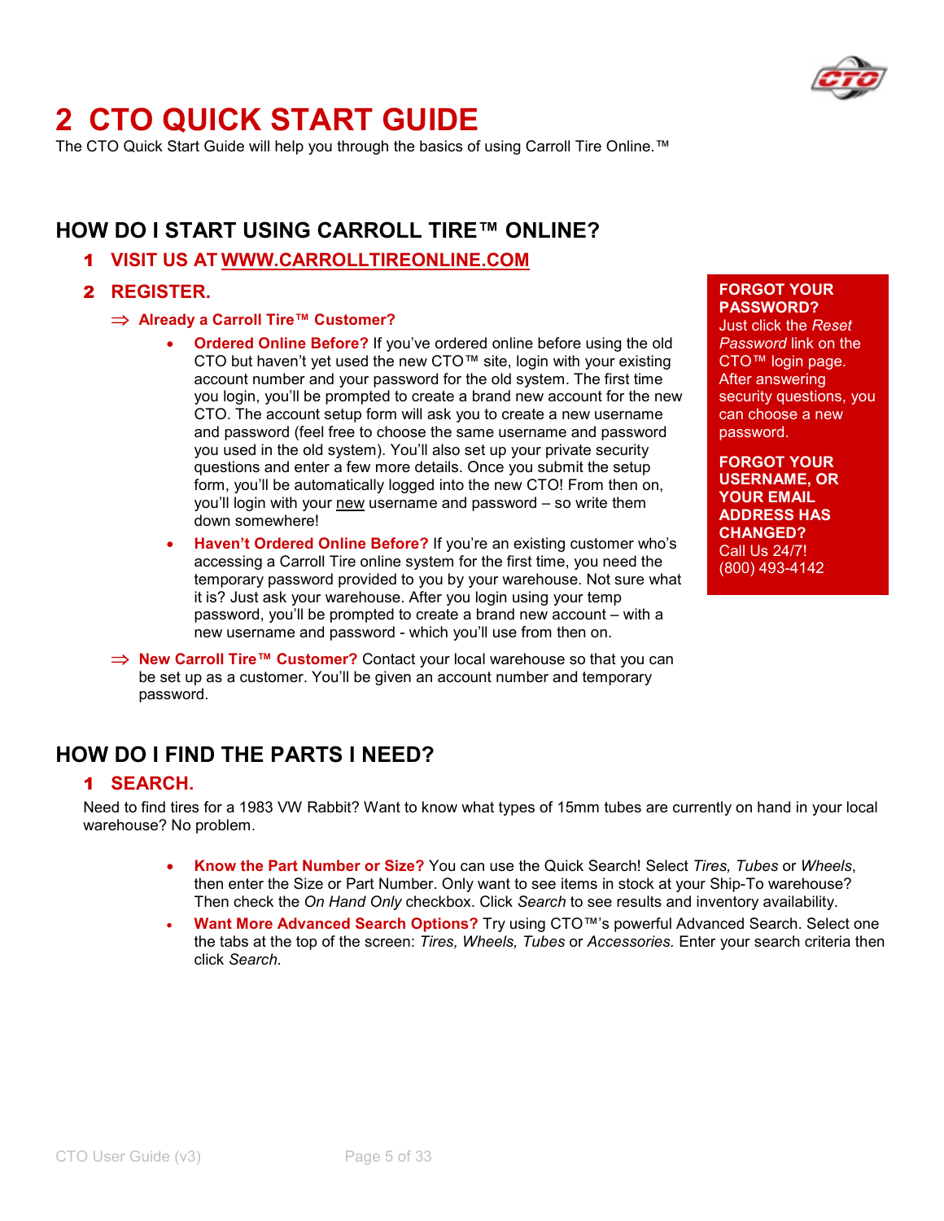# 2 CTO QUICK START GUIDE

The CTO Quick Start Guide will help you through the basics of using Carroll Tire Online.™

## HOW DO I START USING CARROLL TIRE™ ONLINE?

### 1 VISIT US AT WWW.CARROLLTIREONLINE.COM

### 2 REGISTER.

⇒ **Already a Carroll Tire™ Customer?**

- **Ordered Online Before?** If you've ordered online before using the old CTO but haven't yet used the new CTO™ site, login with your existing account number and your password for the old system. The first time you login, you'll be prompted to create a brand new account for the new CTO. The account setup form will ask you to create a new username and password (feel free to choose the same username and password you used in the old system). You'll also set up your private security questions and enter a few more details. Once you submit the setup form, you'll be automatically logged into the new CTO! From then on, you'll login with your new username and password – so write them down somewhere!
- **Haven't Ordered Online Before?** If you're an existing customer who's accessing a Carroll Tire online system for the first time, you need the temporary password provided to you by your warehouse. Not sure what it is? Just ask your warehouse. After you login using your temp password, you'll be prompted to create a brand new account – with a new username and password - which you'll use from then on.

⇒ **New Carroll Tire™ Customer?** Contact your local warehouse so that you can be set up as a customer. You'll be given an account number and temporary password.

**FORGOT YOUR PASSWORD?**
Just click the *Reset Password* link on the CTO™ login page. After answering security questions, you can choose a new password.

**FORGOT YOUR USERNAME, OR YOUR EMAIL ADDRESS HAS CHANGED?**
Call Us 24/7!
(800) 493-4142

## HOW DO I FIND THE PARTS I NEED?

### 1 SEARCH.

Need to find tires for a 1983 VW Rabbit? Want to know what types of 15mm tubes are currently on hand in your local warehouse? No problem.

- **Know the Part Number or Size?** You can use the Quick Search! Select *Tires, Tubes* or *Wheels*, then enter the Size or Part Number. Only want to see items in stock at your Ship-To warehouse? Then check the *On Hand Only* checkbox. Click *Search* to see results and inventory availability.
- **Want More Advanced Search Options?** Try using CTO™'s powerful Advanced Search. Select one the tabs at the top of the screen: *Tires, Wheels, Tubes* or *Accessories.* Enter your search criteria then click *Search*.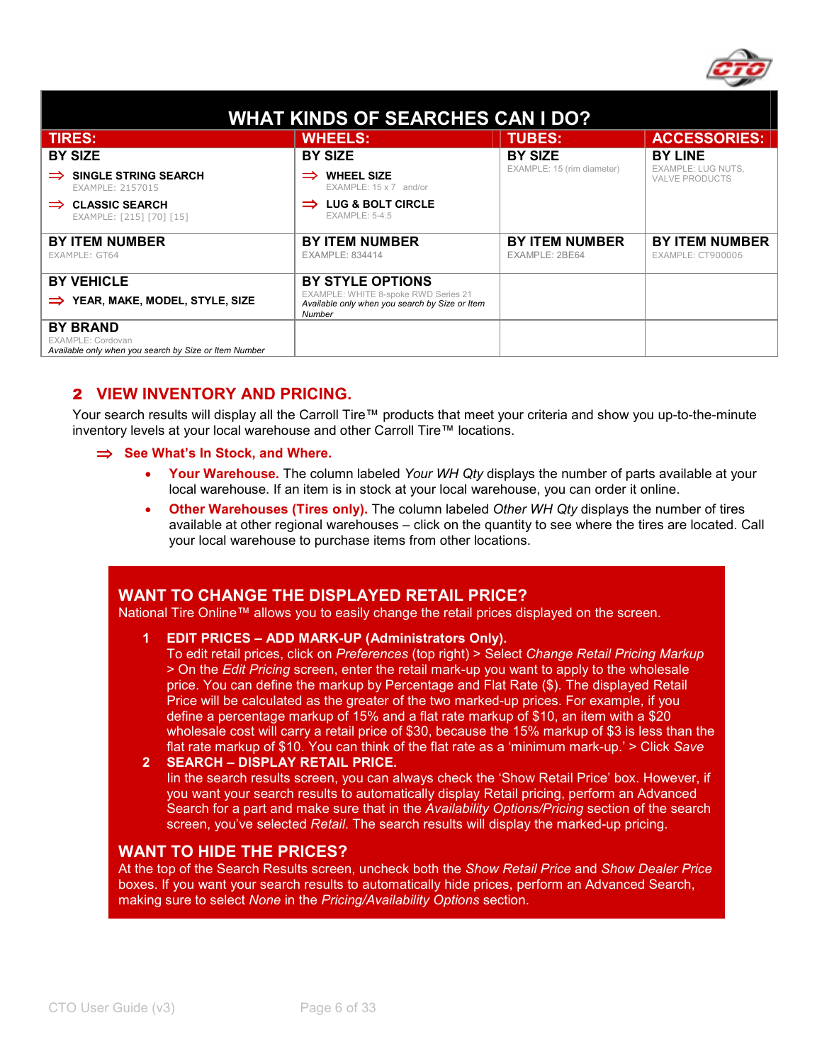## WHAT KINDS OF SEARCHES CAN I DO?

| TIRES: | WHEELS: | TUBES: | ACCESSORIES: |
|---|---|---|---|
| **BY SIZE**<br>⇒ **SINGLE STRING SEARCH** EXAMPLE: 2157015<br>⇒ **CLASSIC SEARCH** EXAMPLE: [215] [70] [15] | **BY SIZE**<br>⇒ **WHEEL SIZE** EXAMPLE: 15 x 7 and/or<br>⇒ **LUG & BOLT CIRCLE** EXAMPLE: 5-4.5 | **BY SIZE**<br>EXAMPLE: 15 (rim diameter) | **BY LINE**<br>EXAMPLE: LUG NUTS, VALVE PRODUCTS |
| **BY ITEM NUMBER**<br>EXAMPLE: GT64 | **BY ITEM NUMBER**<br>EXAMPLE: 834414 | **BY ITEM NUMBER**<br>EXAMPLE: 2BE64 | **BY ITEM NUMBER**<br>EXAMPLE: CT900006 |
| **BY VEHICLE**<br>⇒ **YEAR, MAKE, MODEL, STYLE, SIZE** | **BY STYLE OPTIONS**<br>EXAMPLE: WHITE 8-spoke RWD Series 21<br>*Available only when you search by Size or Item Number* | | |
| **BY BRAND**<br>EXAMPLE: Cordovan<br>*Available only when you search by Size or Item Number* | | | |

## 2 VIEW INVENTORY AND PRICING.

Your search results will display all the Carroll Tire™ products that meet your criteria and show you up-to-the-minute inventory levels at your local warehouse and other Carroll Tire™ locations.

⇒ **See What's In Stock, and Where.**

- **Your Warehouse.** The column labeled *Your WH Qty* displays the number of parts available at your local warehouse. If an item is in stock at your local warehouse, you can order it online.
- **Other Warehouses (Tires only).** The column labeled *Other WH Qty* displays the number of tires available at other regional warehouses – click on the quantity to see where the tires are located. Call your local warehouse to purchase items from other locations.

### WANT TO CHANGE THE DISPLAYED RETAIL PRICE?

National Tire Online™ allows you to easily change the retail prices displayed on the screen.

1. **EDIT PRICES – ADD MARK-UP (Administrators Only).**
   To edit retail prices, click on *Preferences* (top right) > Select *Change Retail Pricing Markup* > On the *Edit Pricing* screen, enter the retail mark-up you want to apply to the wholesale price. You can define the markup by Percentage and Flat Rate ($). The displayed Retail Price will be calculated as the greater of the two marked-up prices. For example, if you define a percentage markup of 15% and a flat rate markup of $10, an item with a $20 wholesale cost will carry a retail price of $30, because the 15% markup of $3 is less than the flat rate markup of $10. You can think of the flat rate as a 'minimum mark-up.' > Click *Save*
2. **SEARCH – DISPLAY RETAIL PRICE.**
   Iin the search results screen, you can always check the 'Show Retail Price' box. However, if you want your search results to automatically display Retail pricing, perform an Advanced Search for a part and make sure that in the *Availability Options/Pricing* section of the search screen, you've selected *Retail*. The search results will display the marked-up pricing.

### WANT TO HIDE THE PRICES?

At the top of the Search Results screen, uncheck both the *Show Retail Price* and *Show Dealer Price* boxes. If you want your search results to automatically hide prices, perform an Advanced Search, making sure to select *None* in the *Pricing/Availability Options* section.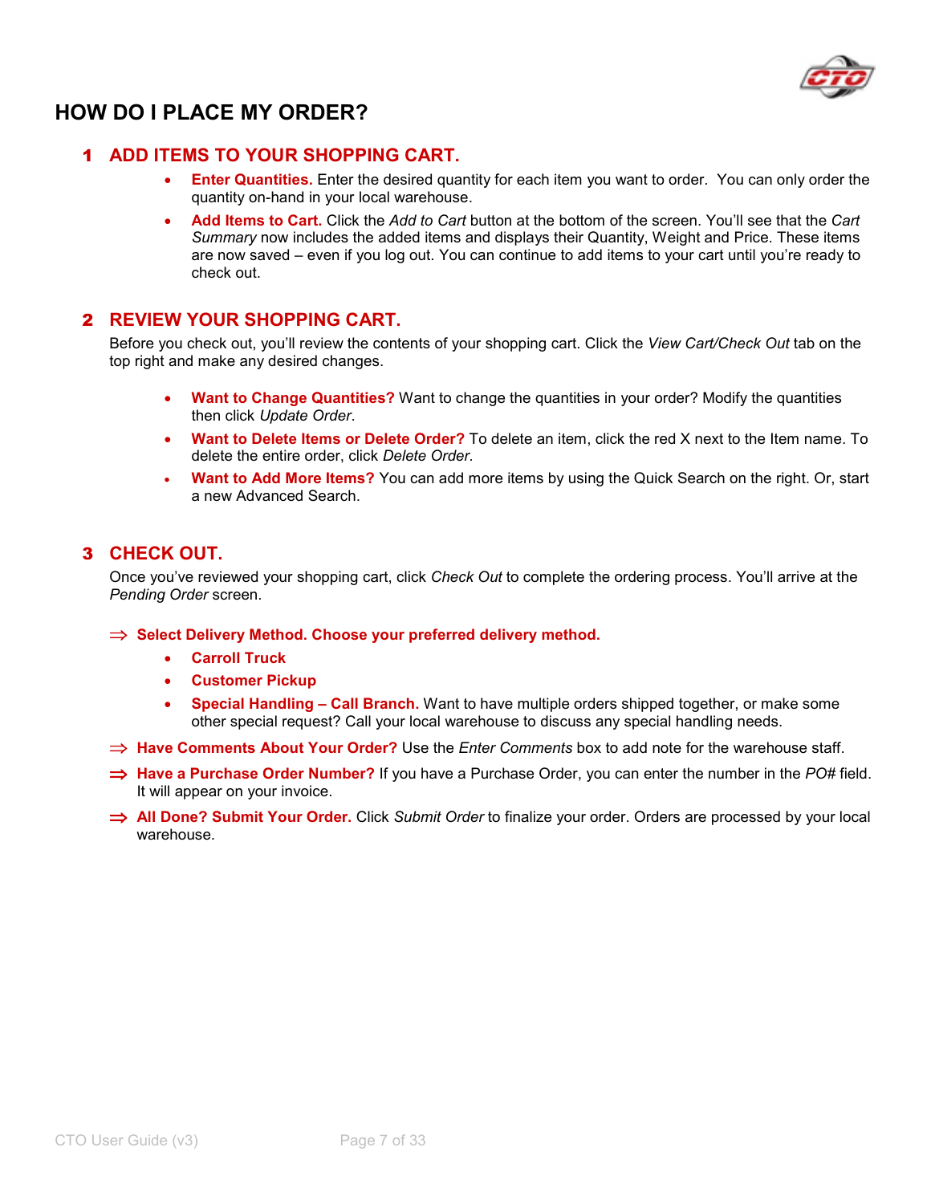# HOW DO I PLACE MY ORDER?

## 1 ADD ITEMS TO YOUR SHOPPING CART.

- **Enter Quantities.** Enter the desired quantity for each item you want to order. You can only order the quantity on-hand in your local warehouse.
- **Add Items to Cart.** Click the *Add to Cart* button at the bottom of the screen. You'll see that the *Cart Summary* now includes the added items and displays their Quantity, Weight and Price. These items are now saved – even if you log out. You can continue to add items to your cart until you're ready to check out.

## 2 REVIEW YOUR SHOPPING CART.

Before you check out, you'll review the contents of your shopping cart. Click the *View Cart/Check Out* tab on the top right and make any desired changes.

- **Want to Change Quantities?** Want to change the quantities in your order? Modify the quantities then click *Update Order*.
- **Want to Delete Items or Delete Order?** To delete an item, click the red X next to the Item name. To delete the entire order, click *Delete Order*.
- **Want to Add More Items?** You can add more items by using the Quick Search on the right. Or, start a new Advanced Search.

## 3 CHECK OUT.

Once you've reviewed your shopping cart, click *Check Out* to complete the ordering process. You'll arrive at the *Pending Order* screen.

⇒ **Select Delivery Method. Choose your preferred delivery method.**

- **Carroll Truck**
- **Customer Pickup**
- **Special Handling – Call Branch.** Want to have multiple orders shipped together, or make some other special request? Call your local warehouse to discuss any special handling needs.

⇒ **Have Comments About Your Order?** Use the *Enter Comments* box to add note for the warehouse staff.

⇒ **Have a Purchase Order Number?** If you have a Purchase Order, you can enter the number in the *PO#* field. It will appear on your invoice.

⇒ **All Done? Submit Your Order.** Click *Submit Order* to finalize your order. Orders are processed by your local warehouse.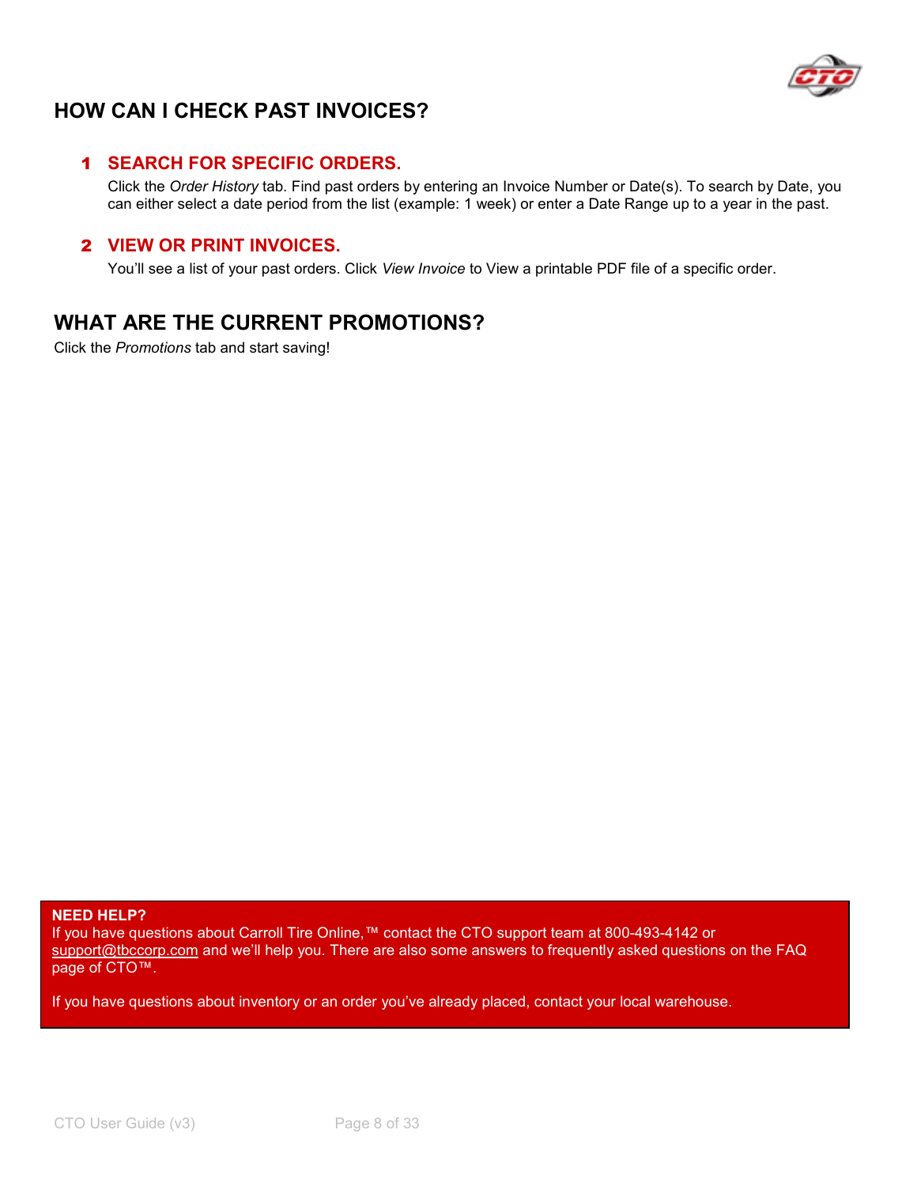## HOW CAN I CHECK PAST INVOICES?

### 1 SEARCH FOR SPECIFIC ORDERS.

Click the *Order History* tab. Find past orders by entering an Invoice Number or Date(s). To search by Date, you can either select a date period from the list (example: 1 week) or enter a Date Range up to a year in the past.

### 2 VIEW OR PRINT INVOICES.

You'll see a list of your past orders. Click *View Invoice* to View a printable PDF file of a specific order.

## WHAT ARE THE CURRENT PROMOTIONS?

Click the *Promotions* tab and start saving!

**NEED HELP?**
If you have questions about Carroll Tire Online,™ contact the CTO support team at 800-493-4142 or support@tbccorp.com and we'll help you. There are also some answers to frequently asked questions on the FAQ page of CTO™.

If you have questions about inventory or an order you've already placed, contact your local warehouse.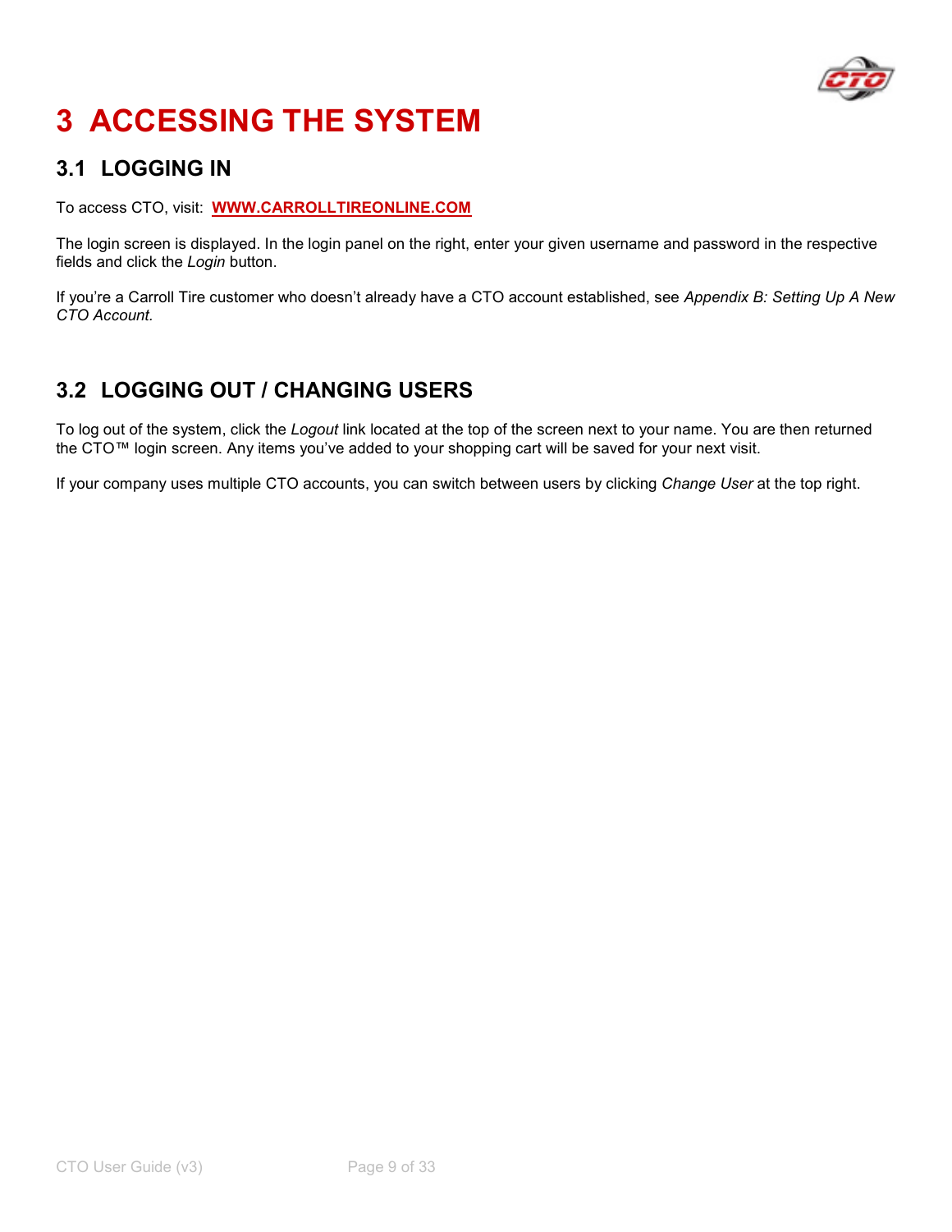# 3 ACCESSING THE SYSTEM

## 3.1 LOGGING IN

To access CTO, visit: **WWW.CARROLLTIREONLINE.COM**

The login screen is displayed. In the login panel on the right, enter your given username and password in the respective fields and click the *Login* button.

If you're a Carroll Tire customer who doesn't already have a CTO account established, see *Appendix B: Setting Up A New CTO Account.*

## 3.2 LOGGING OUT / CHANGING USERS

To log out of the system, click the *Logout* link located at the top of the screen next to your name. You are then returned the CTO™ login screen. Any items you've added to your shopping cart will be saved for your next visit.

If your company uses multiple CTO accounts, you can switch between users by clicking *Change User* at the top right.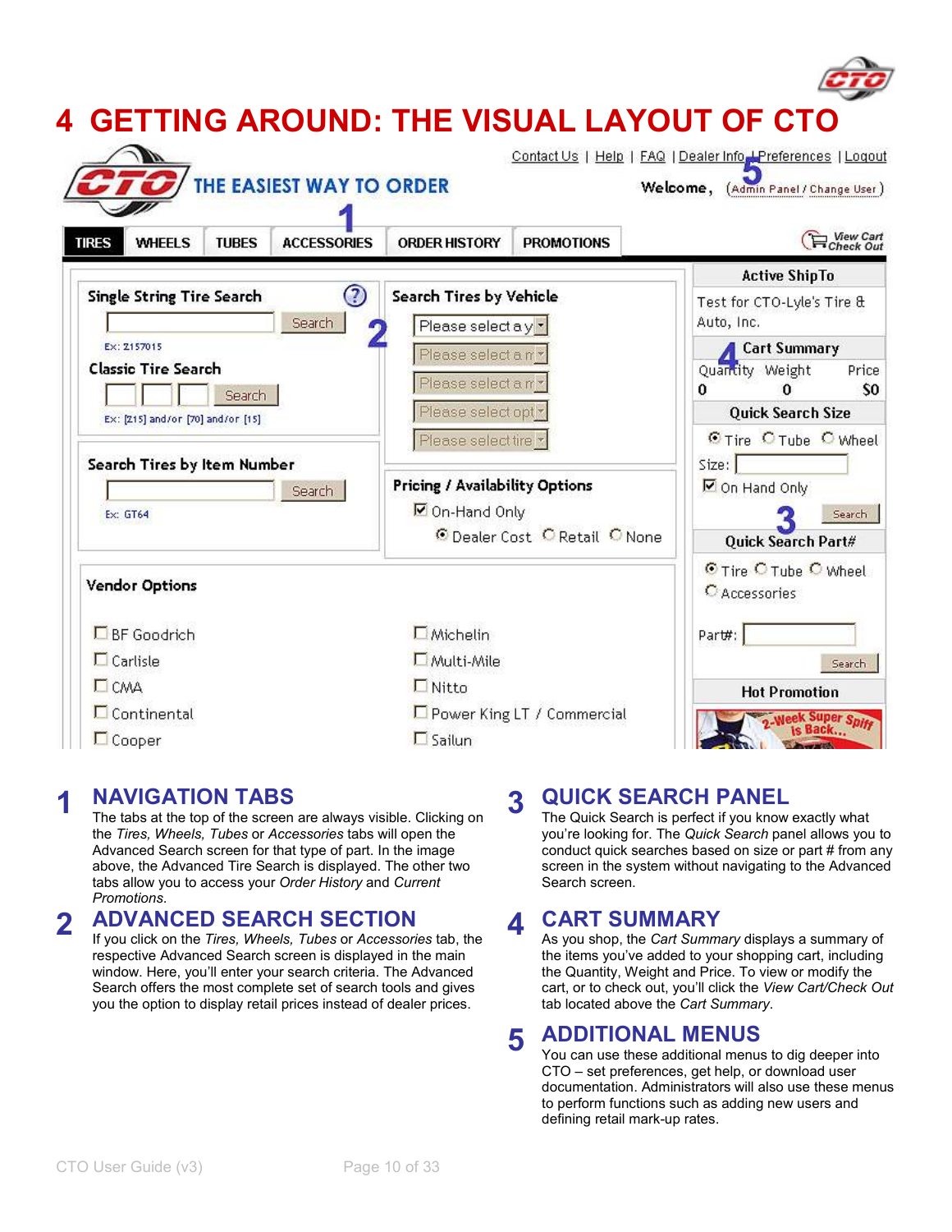# 4 GETTING AROUND: THE VISUAL LAYOUT OF CTO

## 1 NAVIGATION TABS

The tabs at the top of the screen are always visible. Clicking on the *Tires, Wheels, Tubes* or *Accessories* tabs will open the Advanced Search screen for that type of part. In the image above, the Advanced Tire Search is displayed. The other two tabs allow you to access your *Order History* and *Current Promotions*.

## 2 ADVANCED SEARCH SECTION

If you click on the *Tires, Wheels, Tubes* or *Accessories* tab, the respective Advanced Search screen is displayed in the main window. Here, you'll enter your search criteria. The Advanced Search offers the most complete set of search tools and gives you the option to display retail prices instead of dealer prices.

## 3 QUICK SEARCH PANEL

The Quick Search is perfect if you know exactly what you're looking for. The *Quick Search* panel allows you to conduct quick searches based on size or part # from any screen in the system without navigating to the Advanced Search screen.

## 4 CART SUMMARY

As you shop, the *Cart Summary* displays a summary of the items you've added to your shopping cart, including the Quantity, Weight and Price. To view or modify the cart, or to check out, you'll click the *View Cart/Check Out* tab located above the *Cart Summary*.

## 5 ADDITIONAL MENUS

You can use these additional menus to dig deeper into CTO – set preferences, get help, or download user documentation. Administrators will also use these menus to perform functions such as adding new users and defining retail mark-up rates.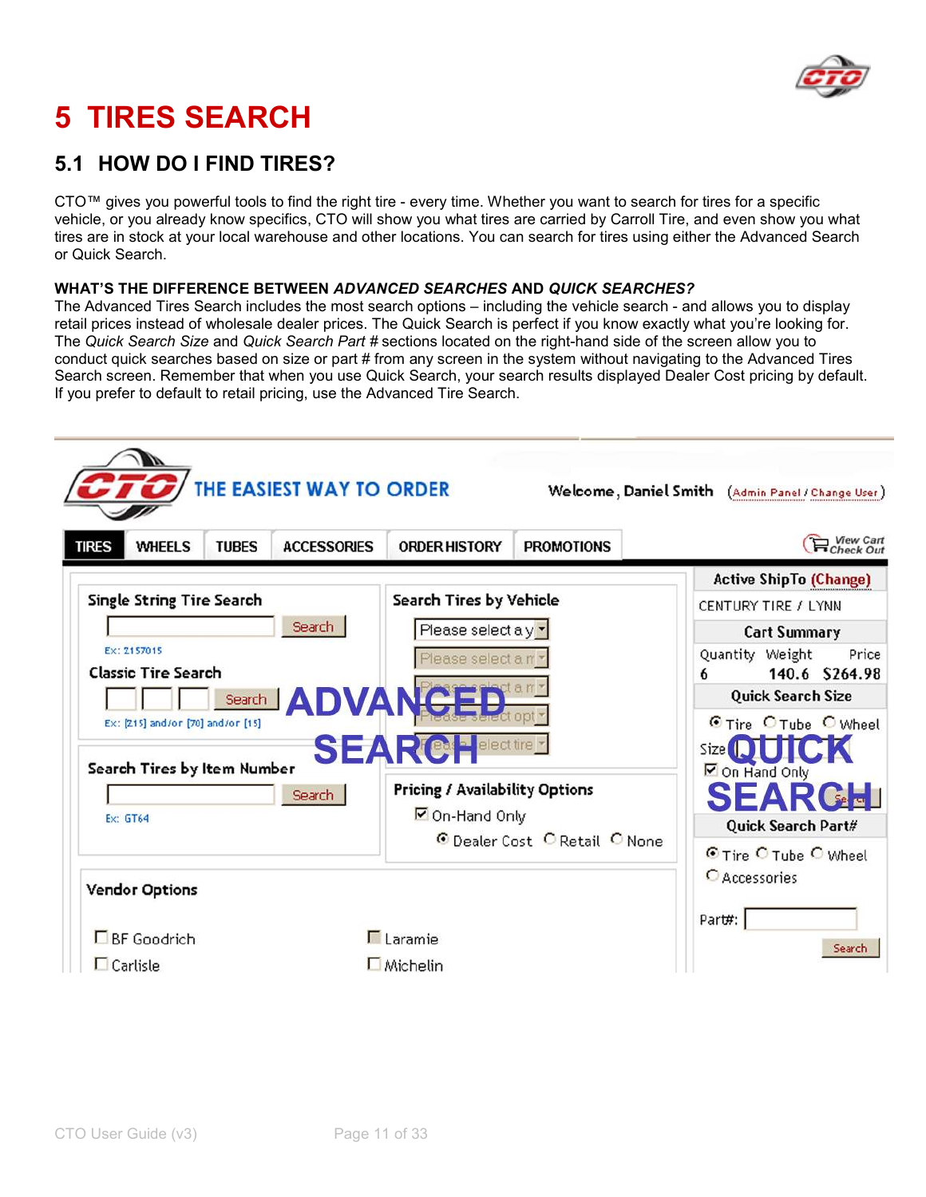# 5 TIRES SEARCH

## 5.1 HOW DO I FIND TIRES?

CTO™ gives you powerful tools to find the right tire - every time. Whether you want to search for tires for a specific vehicle, or you already know specifics, CTO will show you what tires are carried by Carroll Tire, and even show you what tires are in stock at your local warehouse and other locations. You can search for tires using either the Advanced Search or Quick Search.

**WHAT'S THE DIFFERENCE BETWEEN *ADVANCED SEARCHES* AND *QUICK SEARCHES?***

The Advanced Tires Search includes the most search options – including the vehicle search - and allows you to display retail prices instead of wholesale dealer prices. The Quick Search is perfect if you know exactly what you're looking for. The *Quick Search Size* and *Quick Search Part #* sections located on the right-hand side of the screen allow you to conduct quick searches based on size or part # from any screen in the system without navigating to the Advanced Tires Search screen. Remember that when you use Quick Search, your search results displayed Dealer Cost pricing by default. If you prefer to default to retail pricing, use the Advanced Tire Search.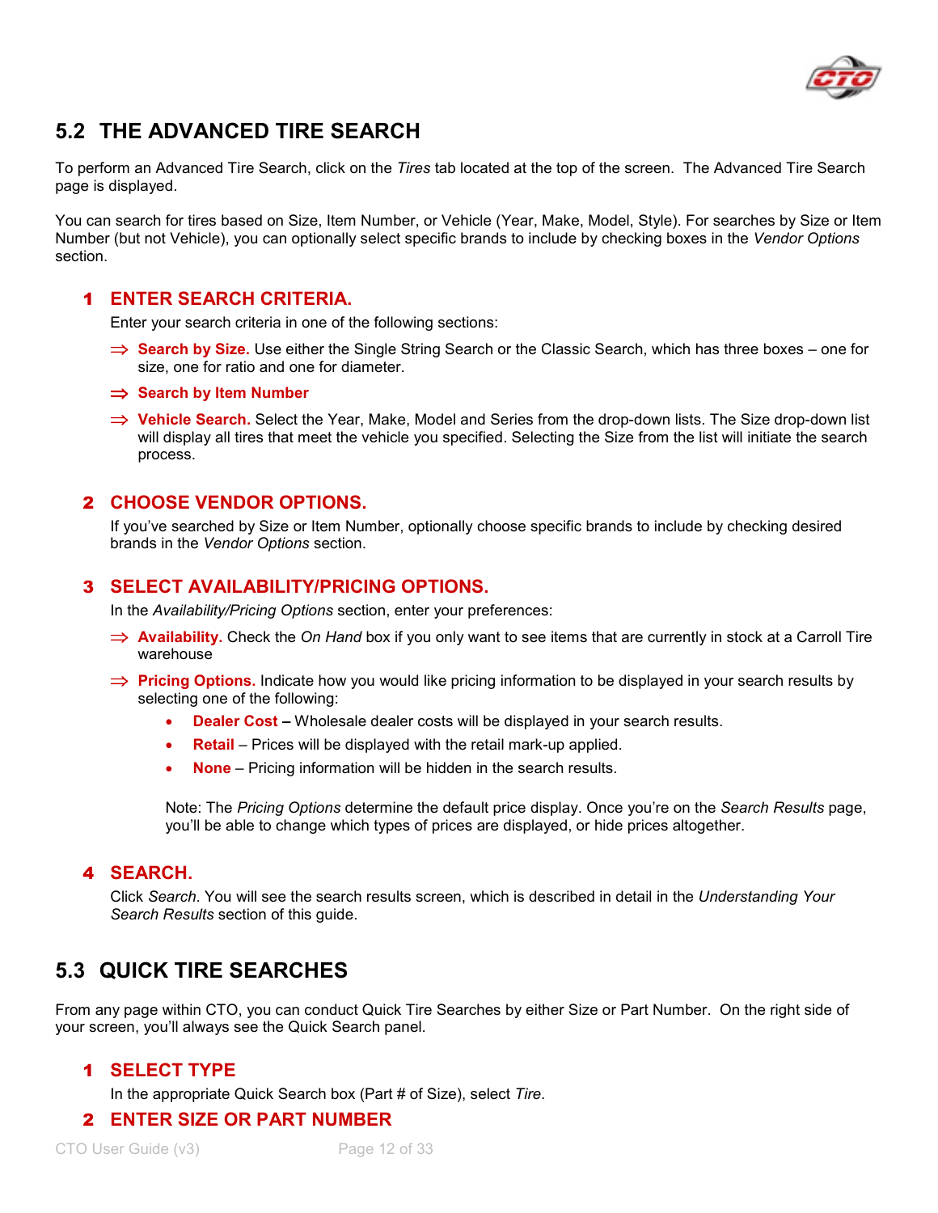## 5.2 THE ADVANCED TIRE SEARCH

To perform an Advanced Tire Search, click on the *Tires* tab located at the top of the screen. The Advanced Tire Search page is displayed.

You can search for tires based on Size, Item Number, or Vehicle (Year, Make, Model, Style). For searches by Size or Item Number (but not Vehicle), you can optionally select specific brands to include by checking boxes in the *Vendor Options* section.

### 1 ENTER SEARCH CRITERIA.

Enter your search criteria in one of the following sections:

⇒ **Search by Size.** Use either the Single String Search or the Classic Search, which has three boxes – one for size, one for ratio and one for diameter.

⇒ **Search by Item Number**

⇒ **Vehicle Search.** Select the Year, Make, Model and Series from the drop-down lists. The Size drop-down list will display all tires that meet the vehicle you specified. Selecting the Size from the list will initiate the search process.

### 2 CHOOSE VENDOR OPTIONS.

If you've searched by Size or Item Number, optionally choose specific brands to include by checking desired brands in the *Vendor Options* section.

### 3 SELECT AVAILABILITY/PRICING OPTIONS.

In the *Availability/Pricing Options* section, enter your preferences:

⇒ **Availability.** Check the *On Hand* box if you only want to see items that are currently in stock at a Carroll Tire warehouse

⇒ **Pricing Options.** Indicate how you would like pricing information to be displayed in your search results by selecting one of the following:

- **Dealer Cost –** Wholesale dealer costs will be displayed in your search results.
- **Retail** – Prices will be displayed with the retail mark-up applied.
- **None** – Pricing information will be hidden in the search results.

Note: The *Pricing Options* determine the default price display. Once you're on the *Search Results* page, you'll be able to change which types of prices are displayed, or hide prices altogether.

### 4 SEARCH.

Click *Search*. You will see the search results screen, which is described in detail in the *Understanding Your Search Results* section of this guide.

## 5.3 QUICK TIRE SEARCHES

From any page within CTO, you can conduct Quick Tire Searches by either Size or Part Number. On the right side of your screen, you'll always see the Quick Search panel.

### 1 SELECT TYPE

In the appropriate Quick Search box (Part # of Size), select *Tire*.

### 2 ENTER SIZE OR PART NUMBER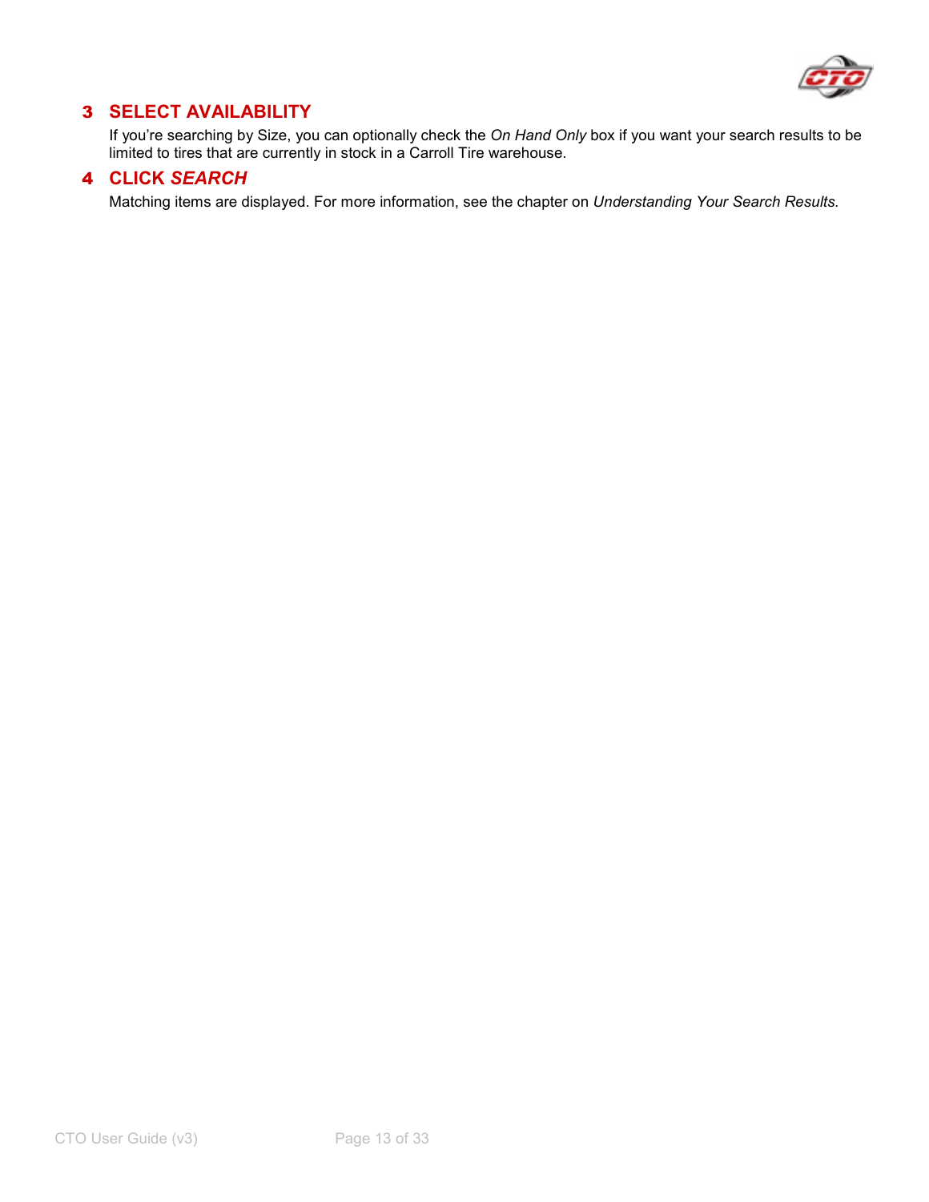## 3 SELECT AVAILABILITY

If you're searching by Size, you can optionally check the *On Hand Only* box if you want your search results to be limited to tires that are currently in stock in a Carroll Tire warehouse.

## 4 CLICK *SEARCH*

Matching items are displayed. For more information, see the chapter on *Understanding Your Search Results.*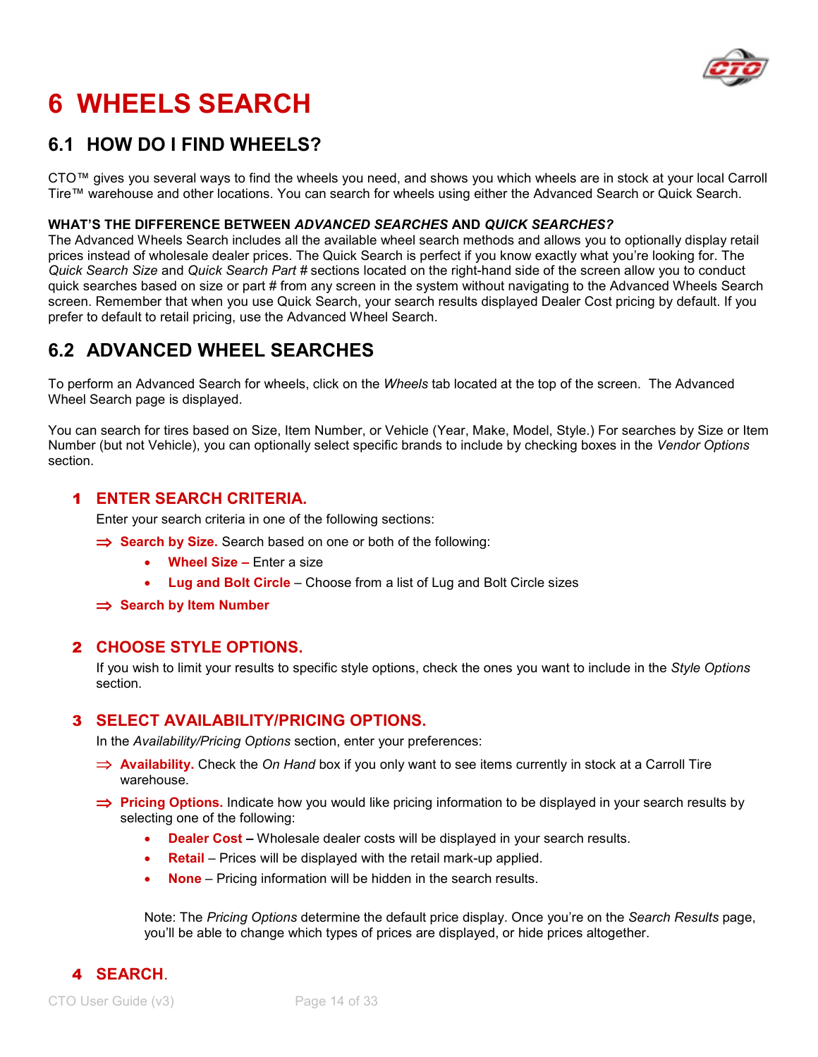# 6 WHEELS SEARCH

## 6.1 HOW DO I FIND WHEELS?

CTO™ gives you several ways to find the wheels you need, and shows you which wheels are in stock at your local Carroll Tire™ warehouse and other locations. You can search for wheels using either the Advanced Search or Quick Search.

**WHAT'S THE DIFFERENCE BETWEEN *ADVANCED SEARCHES* AND *QUICK SEARCHES?***
The Advanced Wheels Search includes all the available wheel search methods and allows you to optionally display retail prices instead of wholesale dealer prices. The Quick Search is perfect if you know exactly what you're looking for. The *Quick Search Size* and *Quick Search Part #* sections located on the right-hand side of the screen allow you to conduct quick searches based on size or part # from any screen in the system without navigating to the Advanced Wheels Search screen. Remember that when you use Quick Search, your search results displayed Dealer Cost pricing by default. If you prefer to default to retail pricing, use the Advanced Wheel Search.

## 6.2 ADVANCED WHEEL SEARCHES

To perform an Advanced Search for wheels, click on the *Wheels* tab located at the top of the screen. The Advanced Wheel Search page is displayed.

You can search for tires based on Size, Item Number, or Vehicle (Year, Make, Model, Style.) For searches by Size or Item Number (but not Vehicle), you can optionally select specific brands to include by checking boxes in the *Vendor Options* section.

### 1 ENTER SEARCH CRITERIA.

Enter your search criteria in one of the following sections:

⇒ **Search by Size.** Search based on one or both of the following:

- **Wheel Size –** Enter a size
- **Lug and Bolt Circle** – Choose from a list of Lug and Bolt Circle sizes

⇒ **Search by Item Number**

### 2 CHOOSE STYLE OPTIONS.

If you wish to limit your results to specific style options, check the ones you want to include in the *Style Options* section.

### 3 SELECT AVAILABILITY/PRICING OPTIONS.

In the *Availability/Pricing Options* section, enter your preferences:

⇒ **Availability.** Check the *On Hand* box if you only want to see items currently in stock at a Carroll Tire warehouse.

⇒ **Pricing Options.** Indicate how you would like pricing information to be displayed in your search results by selecting one of the following:

- **Dealer Cost –** Wholesale dealer costs will be displayed in your search results.
- **Retail** – Prices will be displayed with the retail mark-up applied.
- **None** – Pricing information will be hidden in the search results.

Note: The *Pricing Options* determine the default price display. Once you're on the *Search Results* page, you'll be able to change which types of prices are displayed, or hide prices altogether.

### 4 SEARCH.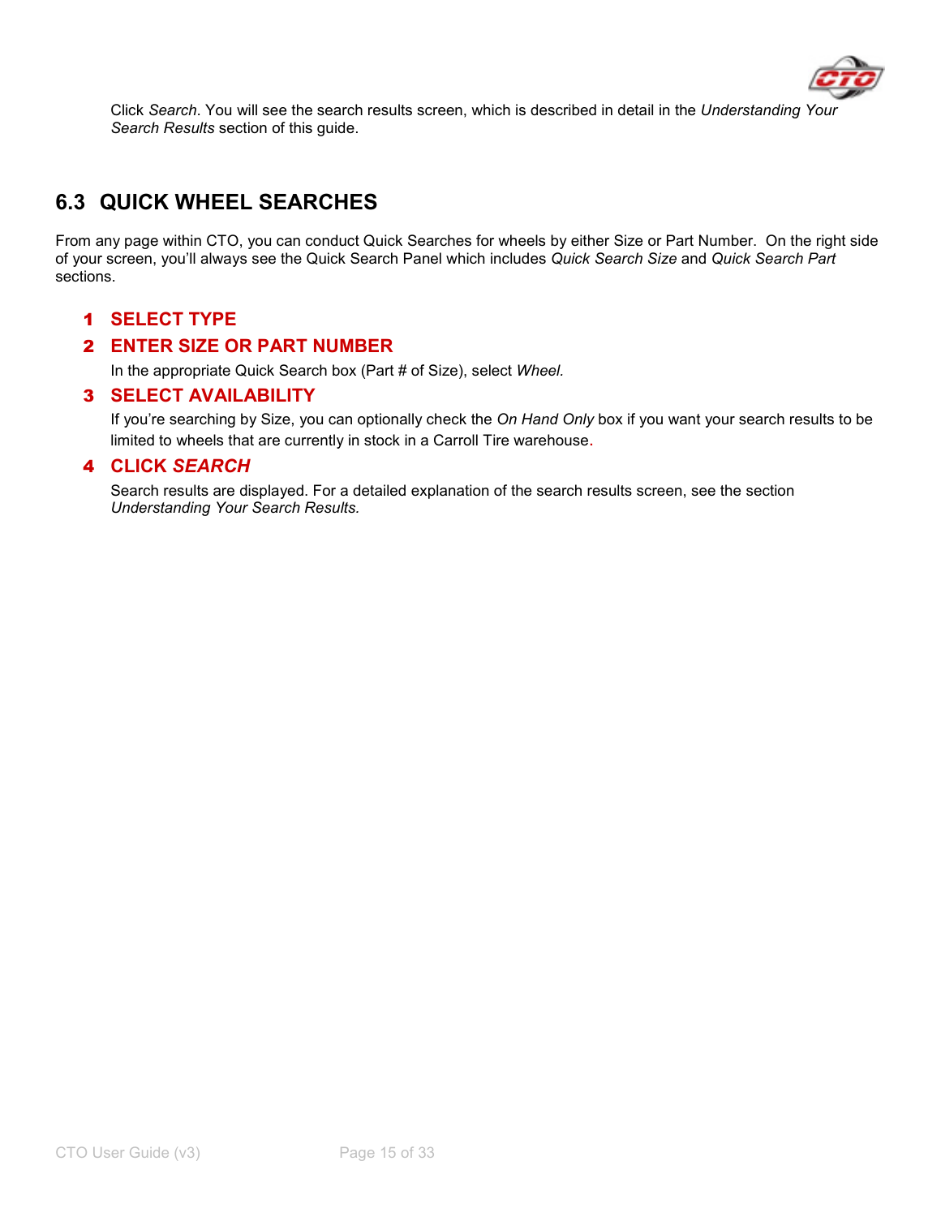Click *Search*. You will see the search results screen, which is described in detail in the *Understanding Your Search Results* section of this guide.

## 6.3 QUICK WHEEL SEARCHES

From any page within CTO, you can conduct Quick Searches for wheels by either Size or Part Number. On the right side of your screen, you'll always see the Quick Search Panel which includes *Quick Search Size* and *Quick Search Part* sections.

### 1 SELECT TYPE

### 2 ENTER SIZE OR PART NUMBER

In the appropriate Quick Search box (Part # of Size), select *Wheel.*

### 3 SELECT AVAILABILITY

If you're searching by Size, you can optionally check the *On Hand Only* box if you want your search results to be limited to wheels that are currently in stock in a Carroll Tire warehouse.

### 4 CLICK *SEARCH*

Search results are displayed. For a detailed explanation of the search results screen, see the section *Understanding Your Search Results.*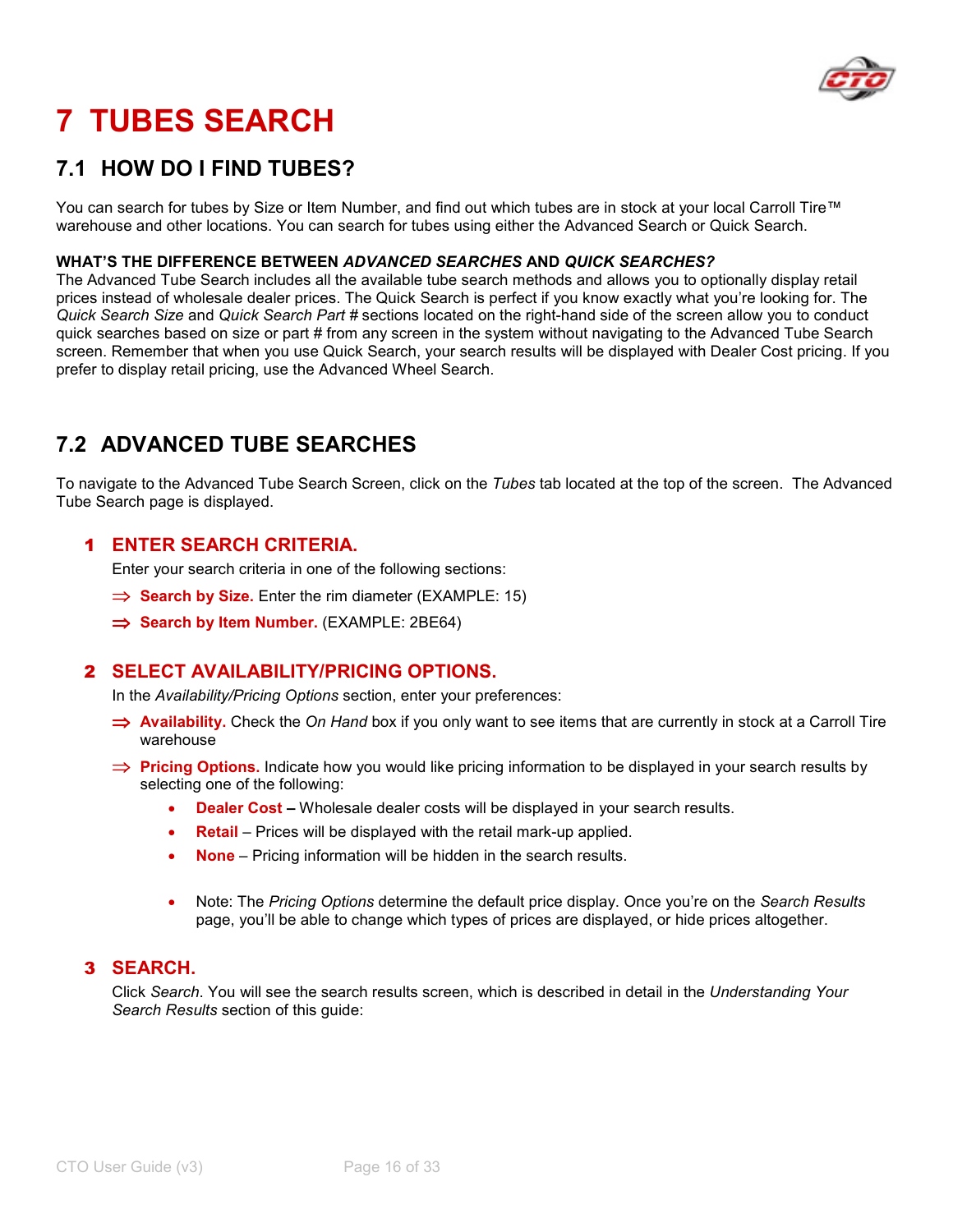# 7 TUBES SEARCH

## 7.1 HOW DO I FIND TUBES?

You can search for tubes by Size or Item Number, and find out which tubes are in stock at your local Carroll Tire™ warehouse and other locations. You can search for tubes using either the Advanced Search or Quick Search.

**WHAT'S THE DIFFERENCE BETWEEN *ADVANCED SEARCHES* AND *QUICK SEARCHES?***

The Advanced Tube Search includes all the available tube search methods and allows you to optionally display retail prices instead of wholesale dealer prices. The Quick Search is perfect if you know exactly what you're looking for. The *Quick Search Size* and *Quick Search Part #* sections located on the right-hand side of the screen allow you to conduct quick searches based on size or part # from any screen in the system without navigating to the Advanced Tube Search screen. Remember that when you use Quick Search, your search results will be displayed with Dealer Cost pricing. If you prefer to display retail pricing, use the Advanced Wheel Search.

## 7.2 ADVANCED TUBE SEARCHES

To navigate to the Advanced Tube Search Screen, click on the *Tubes* tab located at the top of the screen. The Advanced Tube Search page is displayed.

### 1 ENTER SEARCH CRITERIA.

Enter your search criteria in one of the following sections:

- ⇒ **Search by Size.** Enter the rim diameter (EXAMPLE: 15)
- ⇒ **Search by Item Number.** (EXAMPLE: 2BE64)

### 2 SELECT AVAILABILITY/PRICING OPTIONS.

In the *Availability/Pricing Options* section, enter your preferences:

- ⇒ **Availability.** Check the *On Hand* box if you only want to see items that are currently in stock at a Carroll Tire warehouse
- ⇒ **Pricing Options.** Indicate how you would like pricing information to be displayed in your search results by selecting one of the following:
  - **Dealer Cost –** Wholesale dealer costs will be displayed in your search results.
  - **Retail** – Prices will be displayed with the retail mark-up applied.
  - **None** – Pricing information will be hidden in the search results.

  - Note: The *Pricing Options* determine the default price display. Once you're on the *Search Results* page, you'll be able to change which types of prices are displayed, or hide prices altogether.

### 3 SEARCH.

Click *Search*. You will see the search results screen, which is described in detail in the *Understanding Your Search Results* section of this guide: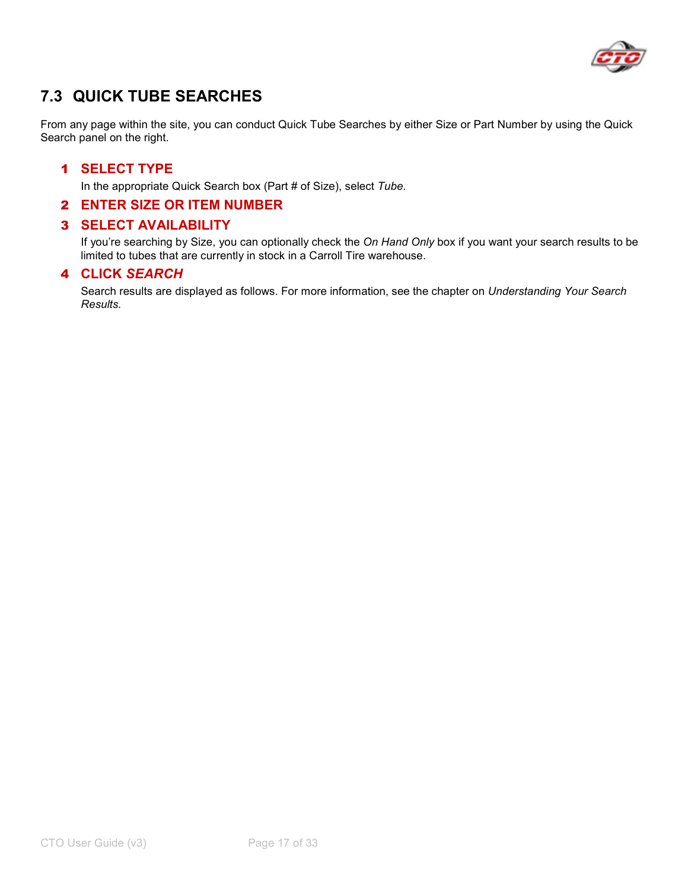## 7.3 QUICK TUBE SEARCHES

From any page within the site, you can conduct Quick Tube Searches by either Size or Part Number by using the Quick Search panel on the right.

### 1 SELECT TYPE

In the appropriate Quick Search box (Part # of Size), select *Tube.*

### 2 ENTER SIZE OR ITEM NUMBER

### 3 SELECT AVAILABILITY

If you're searching by Size, you can optionally check the *On Hand Only* box if you want your search results to be limited to tubes that are currently in stock in a Carroll Tire warehouse.

### 4 CLICK *SEARCH*

Search results are displayed as follows. For more information, see the chapter on *Understanding Your Search Results.*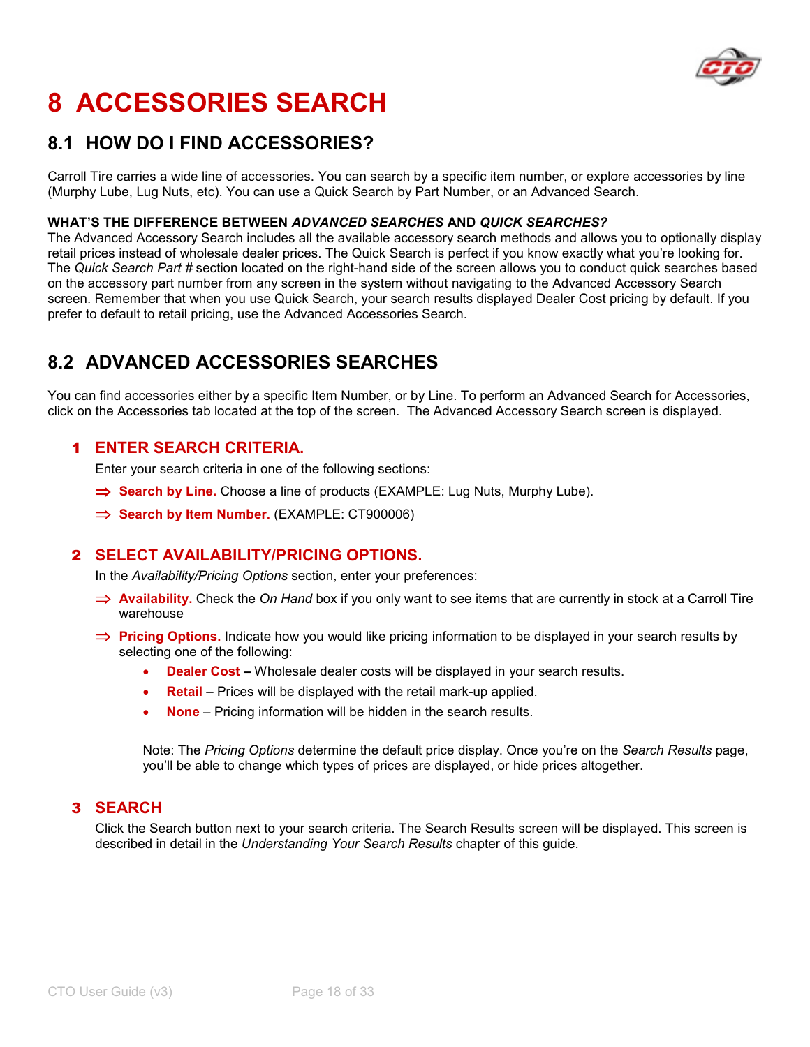# 8 ACCESSORIES SEARCH

## 8.1 HOW DO I FIND ACCESSORIES?

Carroll Tire carries a wide line of accessories. You can search by a specific item number, or explore accessories by line (Murphy Lube, Lug Nuts, etc). You can use a Quick Search by Part Number, or an Advanced Search.

**WHAT'S THE DIFFERENCE BETWEEN *ADVANCED SEARCHES* AND *QUICK SEARCHES?***
The Advanced Accessory Search includes all the available accessory search methods and allows you to optionally display retail prices instead of wholesale dealer prices. The Quick Search is perfect if you know exactly what you're looking for. The *Quick Search Part #* section located on the right-hand side of the screen allows you to conduct quick searches based on the accessory part number from any screen in the system without navigating to the Advanced Accessory Search screen. Remember that when you use Quick Search, your search results displayed Dealer Cost pricing by default. If you prefer to default to retail pricing, use the Advanced Accessories Search.

## 8.2 ADVANCED ACCESSORIES SEARCHES

You can find accessories either by a specific Item Number, or by Line. To perform an Advanced Search for Accessories, click on the Accessories tab located at the top of the screen. The Advanced Accessory Search screen is displayed.

### 1 ENTER SEARCH CRITERIA.

Enter your search criteria in one of the following sections:

- ⇒ **Search by Line.** Choose a line of products (EXAMPLE: Lug Nuts, Murphy Lube).
- ⇒ **Search by Item Number.** (EXAMPLE: CT900006)

### 2 SELECT AVAILABILITY/PRICING OPTIONS.

In the *Availability/Pricing Options* section, enter your preferences:

- ⇒ **Availability.** Check the *On Hand* box if you only want to see items that are currently in stock at a Carroll Tire warehouse
- ⇒ **Pricing Options.** Indicate how you would like pricing information to be displayed in your search results by selecting one of the following:
  - **Dealer Cost –** Wholesale dealer costs will be displayed in your search results.
  - **Retail** – Prices will be displayed with the retail mark-up applied.
  - **None** – Pricing information will be hidden in the search results.

  Note: The *Pricing Options* determine the default price display. Once you're on the *Search Results* page, you'll be able to change which types of prices are displayed, or hide prices altogether.

### 3 SEARCH

Click the Search button next to your search criteria. The Search Results screen will be displayed. This screen is described in detail in the *Understanding Your Search Results* chapter of this guide.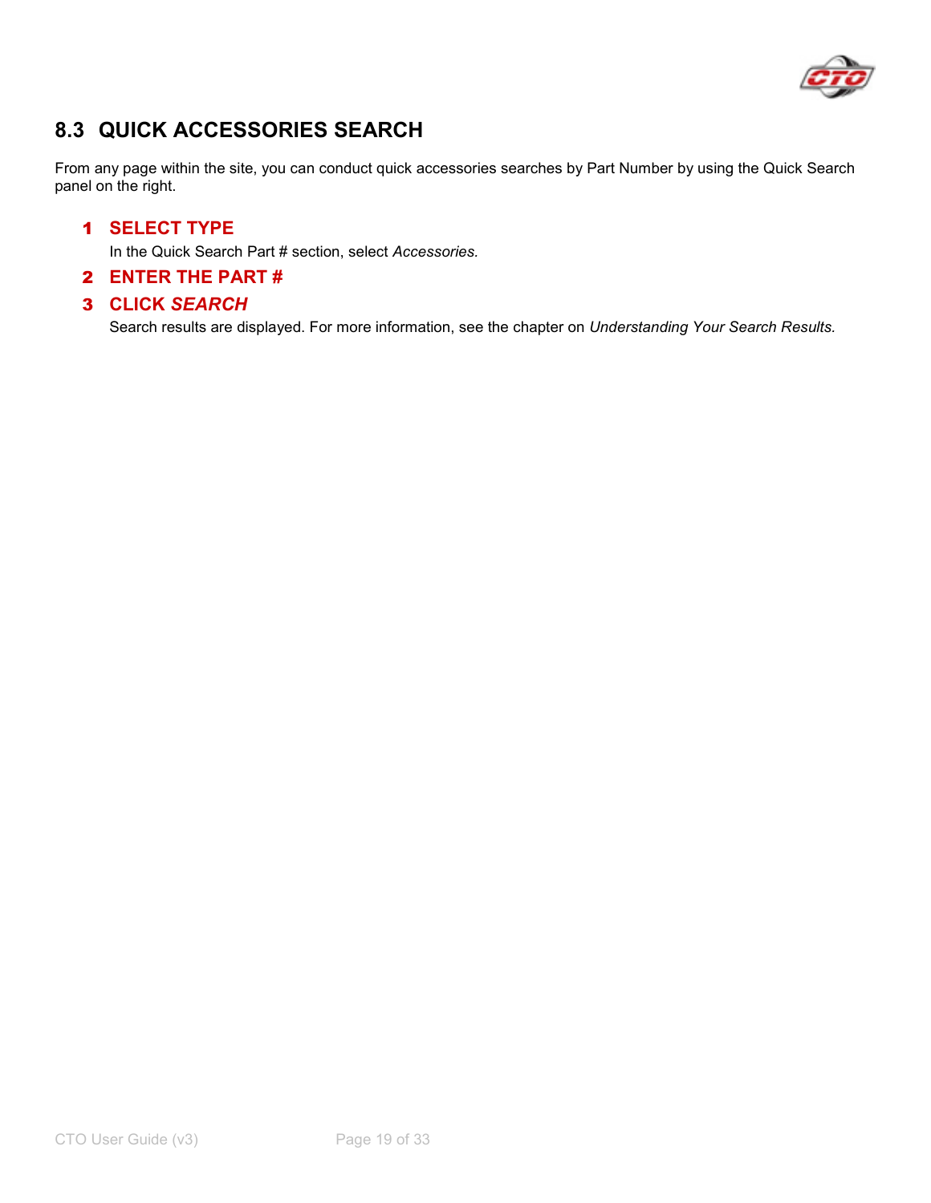## 8.3 QUICK ACCESSORIES SEARCH

From any page within the site, you can conduct quick accessories searches by Part Number by using the Quick Search panel on the right.

1. **SELECT TYPE**

   In the Quick Search Part # section, select *Accessories.*

2. **ENTER THE PART #**

3. **CLICK *SEARCH***

   Search results are displayed. For more information, see the chapter on *Understanding Your Search Results.*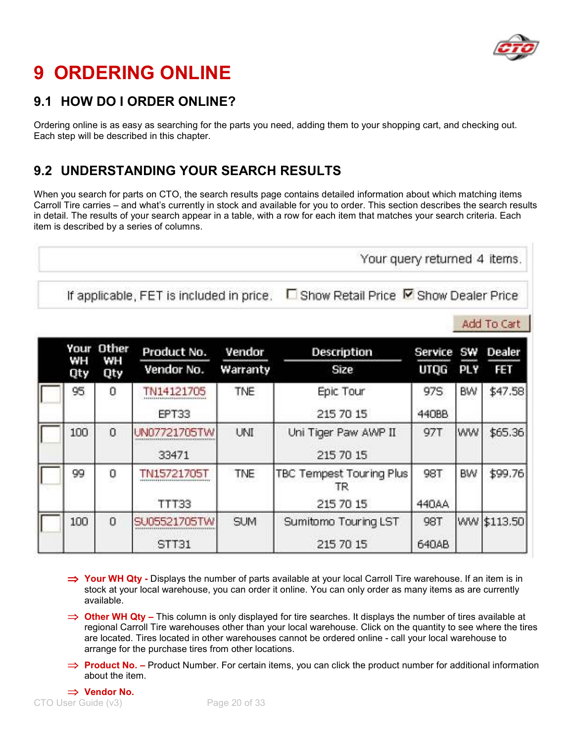# 9 ORDERING ONLINE

## 9.1 HOW DO I ORDER ONLINE?

Ordering online is as easy as searching for the parts you need, adding them to your shopping cart, and checking out. Each step will be described in this chapter.

## 9.2 UNDERSTANDING YOUR SEARCH RESULTS

When you search for parts on CTO, the search results page contains detailed information about which matching items Carroll Tire carries – and what's currently in stock and available for you to order. This section describes the search results in detail. The results of your search appear in a table, with a row for each item that matches your search criteria. Each item is described by a series of columns.

Your query returned 4 items.

If applicable, FET is included in price. ☐ Show Retail Price ☑ Show Dealer Price

Add To Cart

| | Your WH Qty | Other WH Qty | Product No. / Vendor No. | Vendor / Warranty | Description / Size | Service / UTQG | SW / PLY | Dealer / FET |
|---|---|---|---|---|---|---|---|---|
| ☐ | 95 | 0 | TN14121705 / EPT33 | TNE | Epic Tour / 215 70 15 | 97S / 440BB | BW | $47.58 |
| ☐ | 100 | 0 | UN07721705TW / 33471 | UNI | Uni Tiger Paw AWP II / 215 70 15 | 97T | WW | $65.36 |
| ☐ | 99 | 0 | TN15721705T / TTT33 | TNE | TBC Tempest Touring Plus TR / 215 70 15 | 98T / 440AA | BW | $99.76 |
| ☐ | 100 | 0 | SU05521705TW / STT31 | SUM | Sumitomo Touring LST / 215 70 15 | 98T / 640AB | WW | $113.50 |

- ⇒ **Your WH Qty -** Displays the number of parts available at your local Carroll Tire warehouse. If an item is in stock at your local warehouse, you can order it online. You can only order as many items as are currently available.
- ⇒ **Other WH Qty –** This column is only displayed for tire searches. It displays the number of tires available at regional Carroll Tire warehouses other than your local warehouse. Click on the quantity to see where the tires are located. Tires located in other warehouses cannot be ordered online - call your local warehouse to arrange for the purchase tires from other locations.
- ⇒ **Product No. –** Product Number. For certain items, you can click the product number for additional information about the item.
- ⇒ **Vendor No.**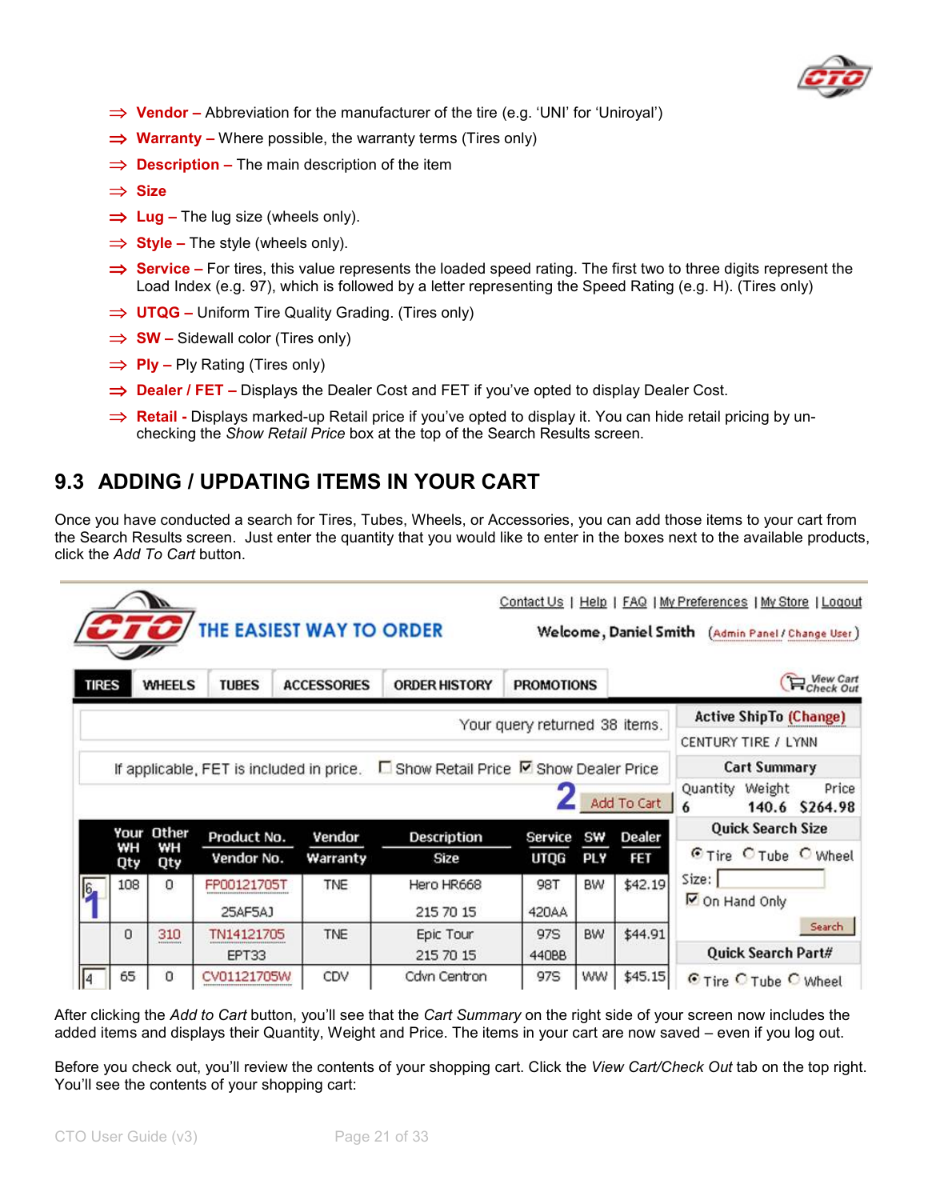- **Vendor –** Abbreviation for the manufacturer of the tire (e.g. 'UNI' for 'Uniroyal')
- **Warranty –** Where possible, the warranty terms (Tires only)
- **Description –** The main description of the item
- **Size**
- **Lug –** The lug size (wheels only).
- **Style –** The style (wheels only).
- **Service –** For tires, this value represents the loaded speed rating. The first two to three digits represent the Load Index (e.g. 97), which is followed by a letter representing the Speed Rating (e.g. H). (Tires only)
- **UTQG –** Uniform Tire Quality Grading. (Tires only)
- **SW –** Sidewall color (Tires only)
- **Ply –** Ply Rating (Tires only)
- **Dealer / FET –** Displays the Dealer Cost and FET if you've opted to display Dealer Cost.
- **Retail -** Displays marked-up Retail price if you've opted to display it. You can hide retail pricing by un-checking the *Show Retail Price* box at the top of the Search Results screen.

## 9.3 ADDING / UPDATING ITEMS IN YOUR CART

Once you have conducted a search for Tires, Tubes, Wheels, or Accessories, you can add those items to your cart from the Search Results screen. Just enter the quantity that you would like to enter in the boxes next to the available products, click the *Add To Cart* button.

After clicking the *Add to Cart* button, you'll see that the *Cart Summary* on the right side of your screen now includes the added items and displays their Quantity, Weight and Price. The items in your cart are now saved – even if you log out.

Before you check out, you'll review the contents of your shopping cart. Click the *View Cart/Check Out* tab on the top right. You'll see the contents of your shopping cart: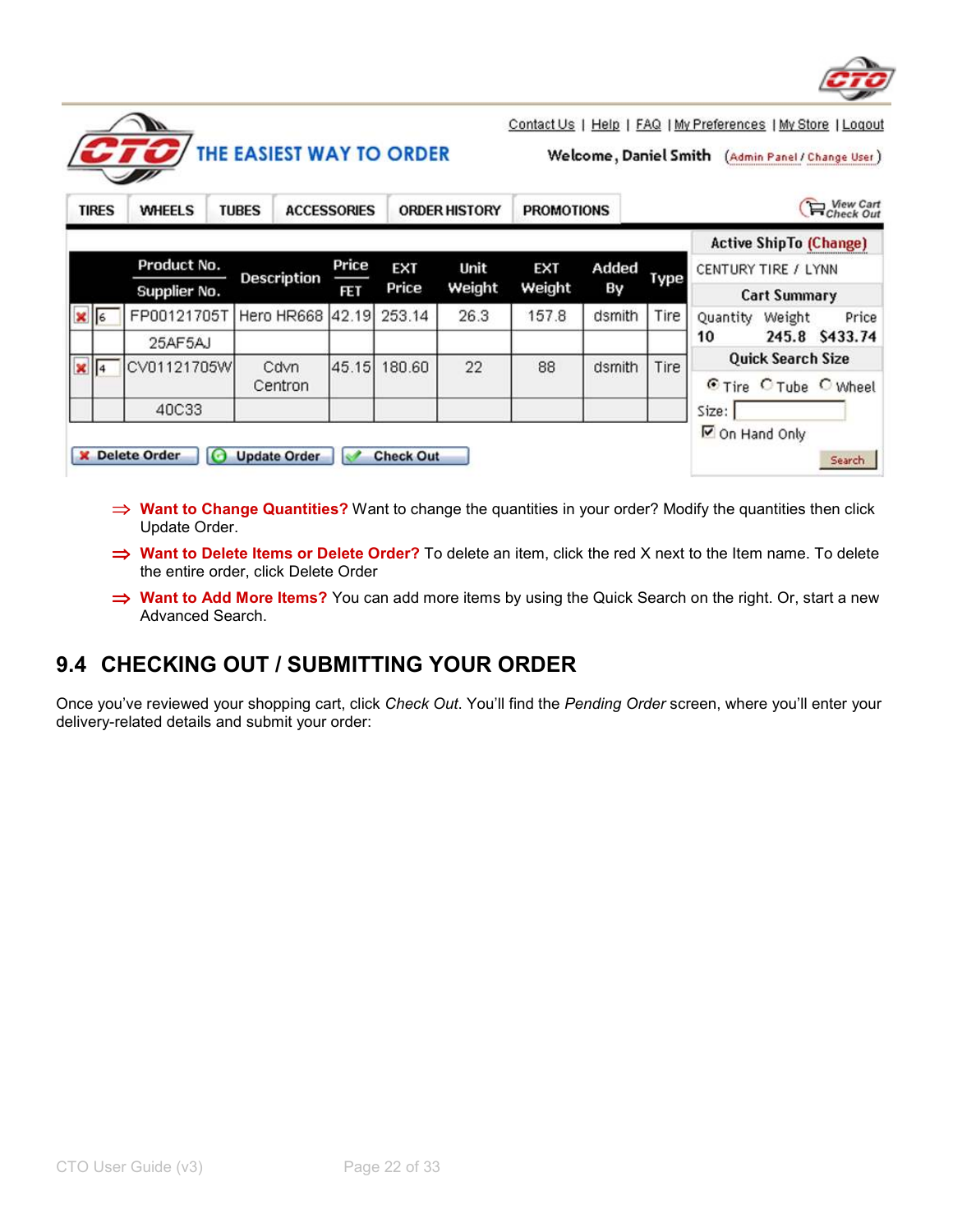⇒ **Want to Change Quantities?** Want to change the quantities in your order? Modify the quantities then click Update Order.

⇒ **Want to Delete Items or Delete Order?** To delete an item, click the red X next to the Item name. To delete the entire order, click Delete Order

⇒ **Want to Add More Items?** You can add more items by using the Quick Search on the right. Or, start a new Advanced Search.

## 9.4 CHECKING OUT / SUBMITTING YOUR ORDER

Once you've reviewed your shopping cart, click *Check Out*. You'll find the *Pending Order* screen, where you'll enter your delivery-related details and submit your order: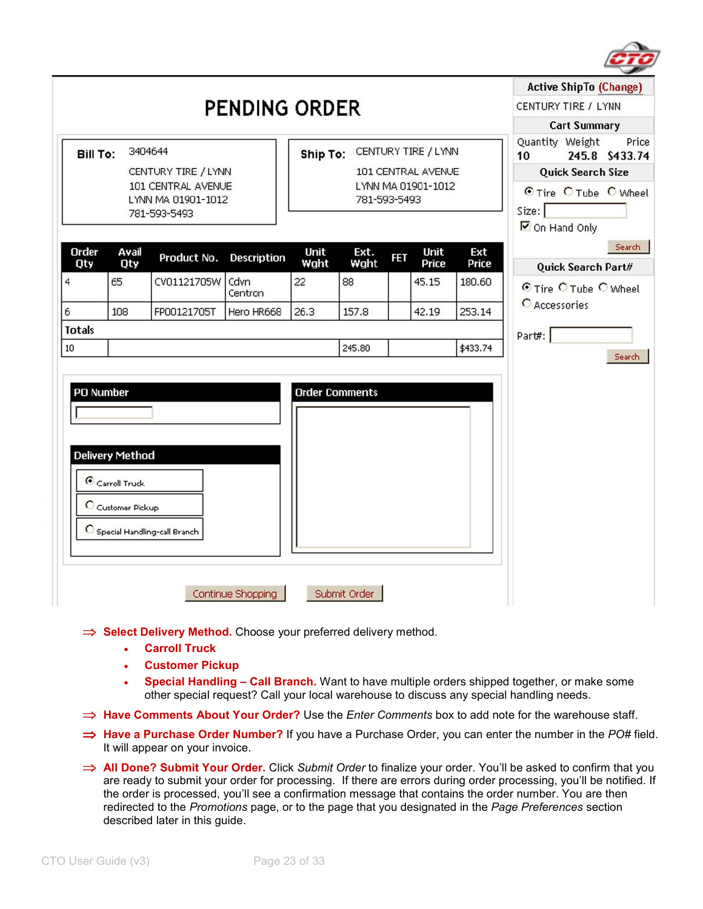# PENDING ORDER

**Bill To:** 3404644
CENTURY TIRE / LYNN
101 CENTRAL AVENUE
LYNN MA 01901-1012
781-593-5493

**Ship To:** CENTURY TIRE / LYNN
101 CENTRAL AVENUE
LYNN MA 01901-1012
781-593-5493

| Order Qty | Avail Qty | Product No. | Description | Unit Wght | Ext. Wght | FET | Unit Price | Ext Price |
|---|---|---|---|---|---|---|---|---|
| 4 | 65 | CV01121705W | Cdvn Centron | 22 | 88 | | 45.15 | 180.60 |
| 6 | 108 | FP00121705T | Hero HR668 | 26.3 | 157.8 | | 42.19 | 253.14 |
| Totals | | | | | | | | |
| 10 | | | | | 245.80 | | | $433.74 |

**PO Number**

**Order Comments**

**Delivery Method**
- Carroll Truck
- Customer Pickup
- Special Handling-call Branch

Continue Shopping | Submit Order

**Active ShipTo (Change)**
CENTURY TIRE / LYNN

**Cart Summary**

| Quantity | Weight | Price |
|---|---|---|
| 10 | 245.8 | $433.74 |

**Quick Search Size**
Tire / Tube / Wheel
Size:
On Hand Only
Search

**Quick Search Part#**
Tire / Tube / Wheel / Accessories
Part#:
Search

⇒ **Select Delivery Method.** Choose your preferred delivery method.

- **Carroll Truck**
- **Customer Pickup**
- **Special Handling – Call Branch.** Want to have multiple orders shipped together, or make some other special request? Call your local warehouse to discuss any special handling needs.

⇒ **Have Comments About Your Order?** Use the *Enter Comments* box to add note for the warehouse staff.

⇒ **Have a Purchase Order Number?** If you have a Purchase Order, you can enter the number in the *PO#* field. It will appear on your invoice.

⇒ **All Done? Submit Your Order.** Click *Submit Order* to finalize your order. You'll be asked to confirm that you are ready to submit your order for processing. If there are errors during order processing, you'll be notified. If the order is processed, you'll see a confirmation message that contains the order number. You are then redirected to the *Promotions* page, or to the page that you designated in the *Page Preferences* section described later in this guide.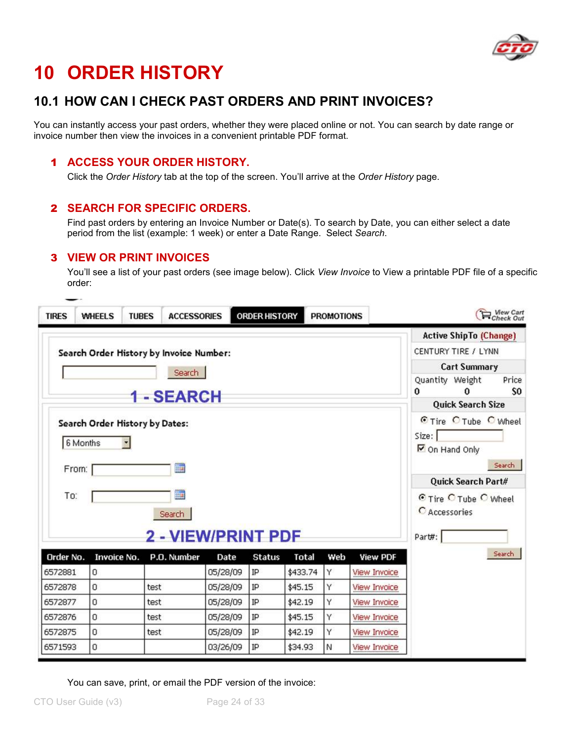# 10 ORDER HISTORY

## 10.1 HOW CAN I CHECK PAST ORDERS AND PRINT INVOICES?

You can instantly access your past orders, whether they were placed online or not. You can search by date range or invoice number then view the invoices in a convenient printable PDF format.

### 1 ACCESS YOUR ORDER HISTORY.

Click the *Order History* tab at the top of the screen. You'll arrive at the *Order History* page.

### 2 SEARCH FOR SPECIFIC ORDERS.

Find past orders by entering an Invoice Number or Date(s). To search by Date, you can either select a date period from the list (example: 1 week) or enter a Date Range. Select *Search*.

### 3 VIEW OR PRINT INVOICES

You'll see a list of your past orders (see image below). Click *View Invoice* to View a printable PDF file of a specific order:

TIRES | WHEELS | TUBES | ACCESSORIES | ORDER HISTORY | PROMOTIONS

View Cart / Check Out

Search Order History by Invoice Number:

Search

1 - SEARCH

Search Order History by Dates:

6 Months

From:

To:

Search

2 - VIEW/PRINT PDF

| Order No. | Invoice No. | P.O. Number | Date | Status | Total | Web | View PDF |
|---|---|---|---|---|---|---|---|
| 6572881 | 0 | | 05/28/09 | IP | $433.74 | Y | View Invoice |
| 6572878 | 0 | test | 05/28/09 | IP | $45.15 | Y | View Invoice |
| 6572877 | 0 | test | 05/28/09 | IP | $42.19 | Y | View Invoice |
| 6572876 | 0 | test | 05/28/09 | IP | $45.15 | Y | View Invoice |
| 6572875 | 0 | test | 05/28/09 | IP | $42.19 | Y | View Invoice |
| 6571593 | 0 | | 03/26/09 | IP | $34.93 | N | View Invoice |

Active ShipTo (Change)

CENTURY TIRE / LYNN

Cart Summary

| Quantity | Weight | Price |
|---|---|---|
| 0 | 0 | $0 |

Quick Search Size

Tire / Tube / Wheel

Size:

On Hand Only

Search

Quick Search Part#

Tire / Tube / Wheel / Accessories

Part#:

Search

You can save, print, or email the PDF version of the invoice: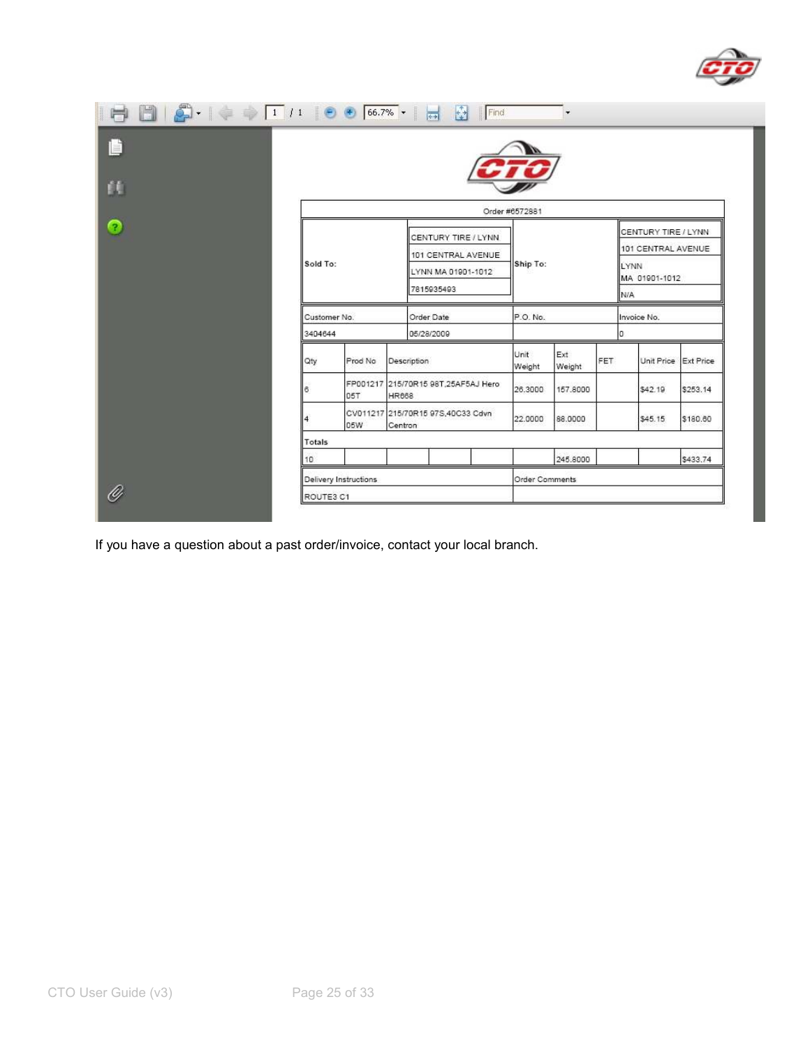Order #6572881

| Sold To: | CENTURY TIRE / LYNN<br>101 CENTRAL AVENUE<br>LYNN MA 01901-1012<br>7815935493 | Ship To: | CENTURY TIRE / LYNN<br>101 CENTRAL AVENUE<br>LYNN<br>MA 01901-1012<br>N/A |
|---|---|---|---|
| Customer No. | Order Date | P.O. No. | Invoice No. |
| 3404644 | 06/28/2009 | | 0 |

| Qty | Prod No | Description | Unit Weight | Ext Weight | FET | Unit Price | Ext Price |
|---|---|---|---|---|---|---|---|
| 6 | FP001217 05T | 215/70R15 98T,25AF5AJ Hero HR668 | 26.3000 | 157.8000 | | $42.19 | $253.14 |
| 4 | CV011217 05W | 215/70R15 97S,40C33 Cdvn Centron | 22.0000 | 88.0000 | | $45.15 | $180.60 |
| **Totals** | | | | | | | |
| 10 | | | | 245.8000 | | | $433.74 |

| Delivery Instructions | Order Comments |
|---|---|
| ROUTE3 C1 | |

If you have a question about a past order/invoice, contact your local branch.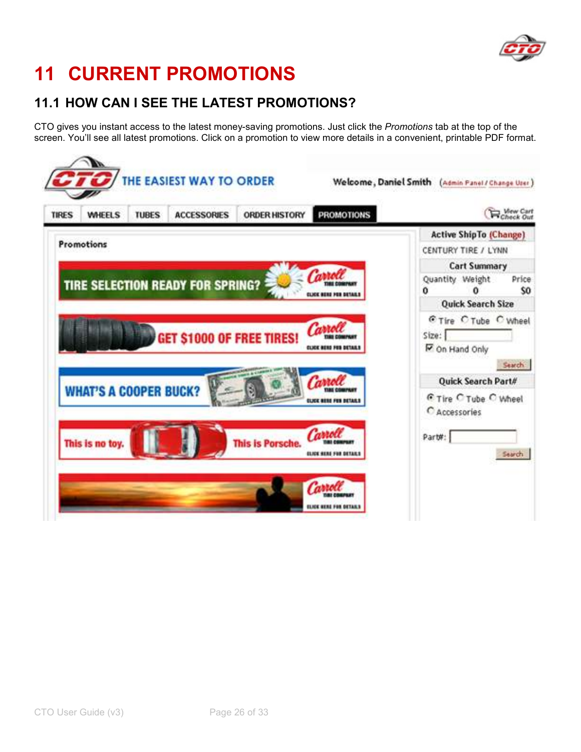# 11 CURRENT PROMOTIONS

## 11.1 HOW CAN I SEE THE LATEST PROMOTIONS?

CTO gives you instant access to the latest money-saving promotions. Just click the *Promotions* tab at the top of the screen. You'll see all latest promotions. Click on a promotion to view more details in a convenient, printable PDF format.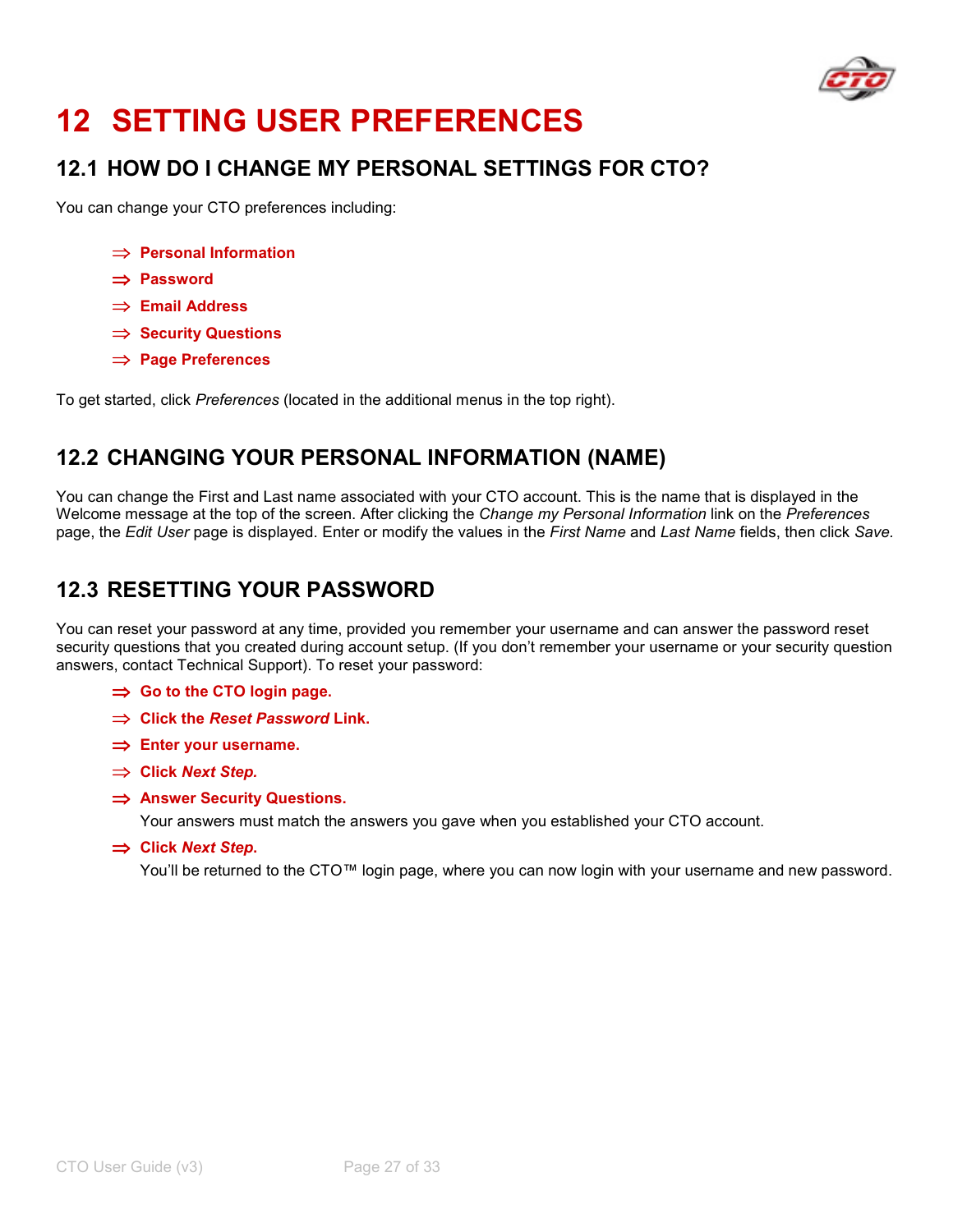# 12 SETTING USER PREFERENCES

## 12.1 HOW DO I CHANGE MY PERSONAL SETTINGS FOR CTO?

You can change your CTO preferences including:

- ⇒ **Personal Information**
- ⇒ **Password**
- ⇒ **Email Address**
- ⇒ **Security Questions**
- ⇒ **Page Preferences**

To get started, click *Preferences* (located in the additional menus in the top right).

## 12.2 CHANGING YOUR PERSONAL INFORMATION (NAME)

You can change the First and Last name associated with your CTO account. This is the name that is displayed in the Welcome message at the top of the screen. After clicking the *Change my Personal Information* link on the *Preferences* page, the *Edit User* page is displayed. Enter or modify the values in the *First Name* and *Last Name* fields, then click *Save.*

## 12.3 RESETTING YOUR PASSWORD

You can reset your password at any time, provided you remember your username and can answer the password reset security questions that you created during account setup. (If you don't remember your username or your security question answers, contact Technical Support). To reset your password:

- ⇒ **Go to the CTO login page.**
- ⇒ **Click the *Reset Password* Link.**
- ⇒ **Enter your username.**
- ⇒ **Click *Next Step.***
- ⇒ **Answer Security Questions.**
  Your answers must match the answers you gave when you established your CTO account.
- ⇒ **Click *Next Step.***
  You'll be returned to the CTO™ login page, where you can now login with your username and new password.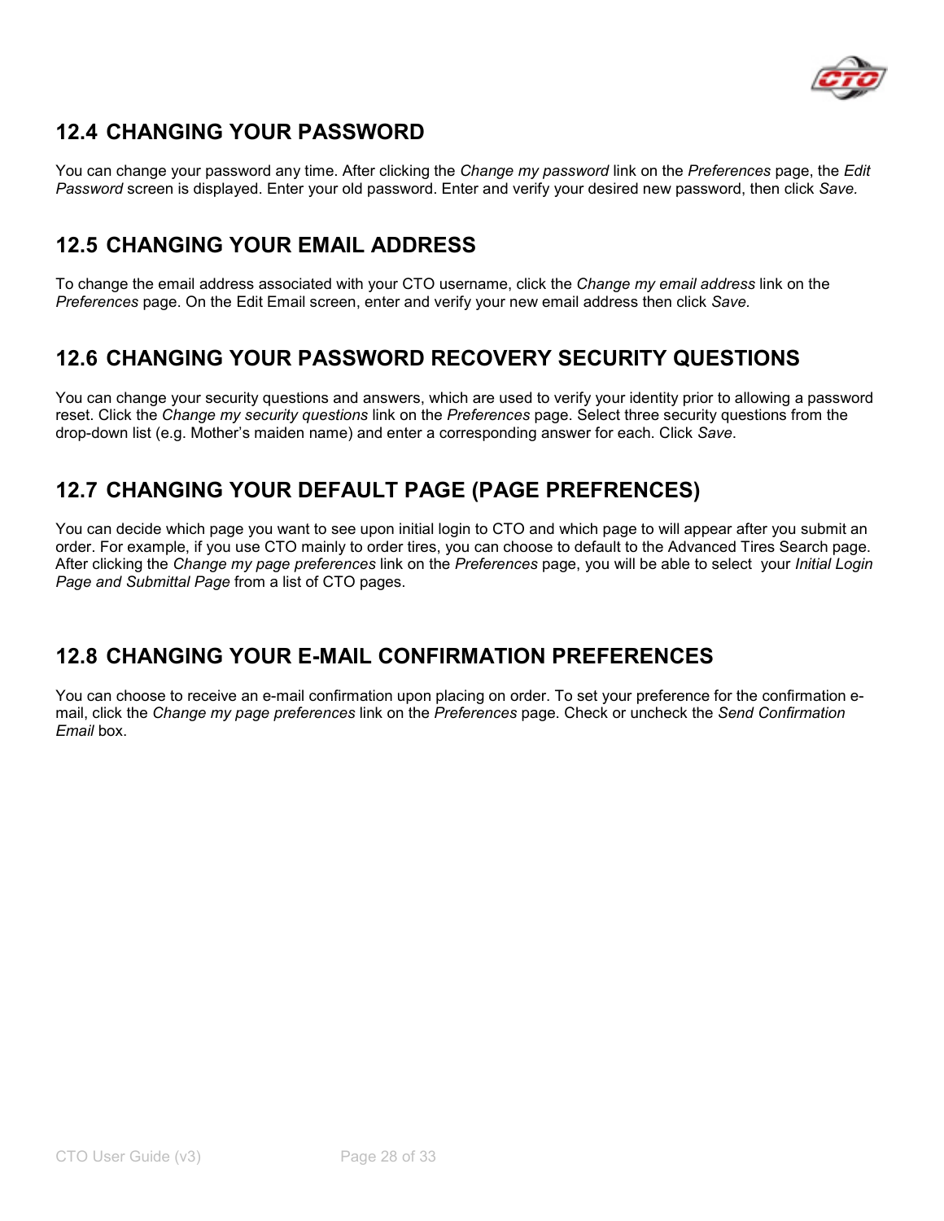## 12.4 CHANGING YOUR PASSWORD

You can change your password any time. After clicking the *Change my password* link on the *Preferences* page, the *Edit Password* screen is displayed. Enter your old password. Enter and verify your desired new password, then click *Save.*

## 12.5 CHANGING YOUR EMAIL ADDRESS

To change the email address associated with your CTO username, click the *Change my email address* link on the *Preferences* page. On the Edit Email screen, enter and verify your new email address then click *Save.*

## 12.6 CHANGING YOUR PASSWORD RECOVERY SECURITY QUESTIONS

You can change your security questions and answers, which are used to verify your identity prior to allowing a password reset. Click the *Change my security questions* link on the *Preferences* page. Select three security questions from the drop-down list (e.g. Mother's maiden name) and enter a corresponding answer for each. Click *Save*.

## 12.7 CHANGING YOUR DEFAULT PAGE (PAGE PREFRENCES)

You can decide which page you want to see upon initial login to CTO and which page to will appear after you submit an order. For example, if you use CTO mainly to order tires, you can choose to default to the Advanced Tires Search page. After clicking the *Change my page preferences* link on the *Preferences* page, you will be able to select your *Initial Login Page and Submittal Page* from a list of CTO pages.

## 12.8 CHANGING YOUR E-MAIL CONFIRMATION PREFERENCES

You can choose to receive an e-mail confirmation upon placing on order. To set your preference for the confirmation e-mail, click the *Change my page preferences* link on the *Preferences* page. Check or uncheck the *Send Confirmation Email* box.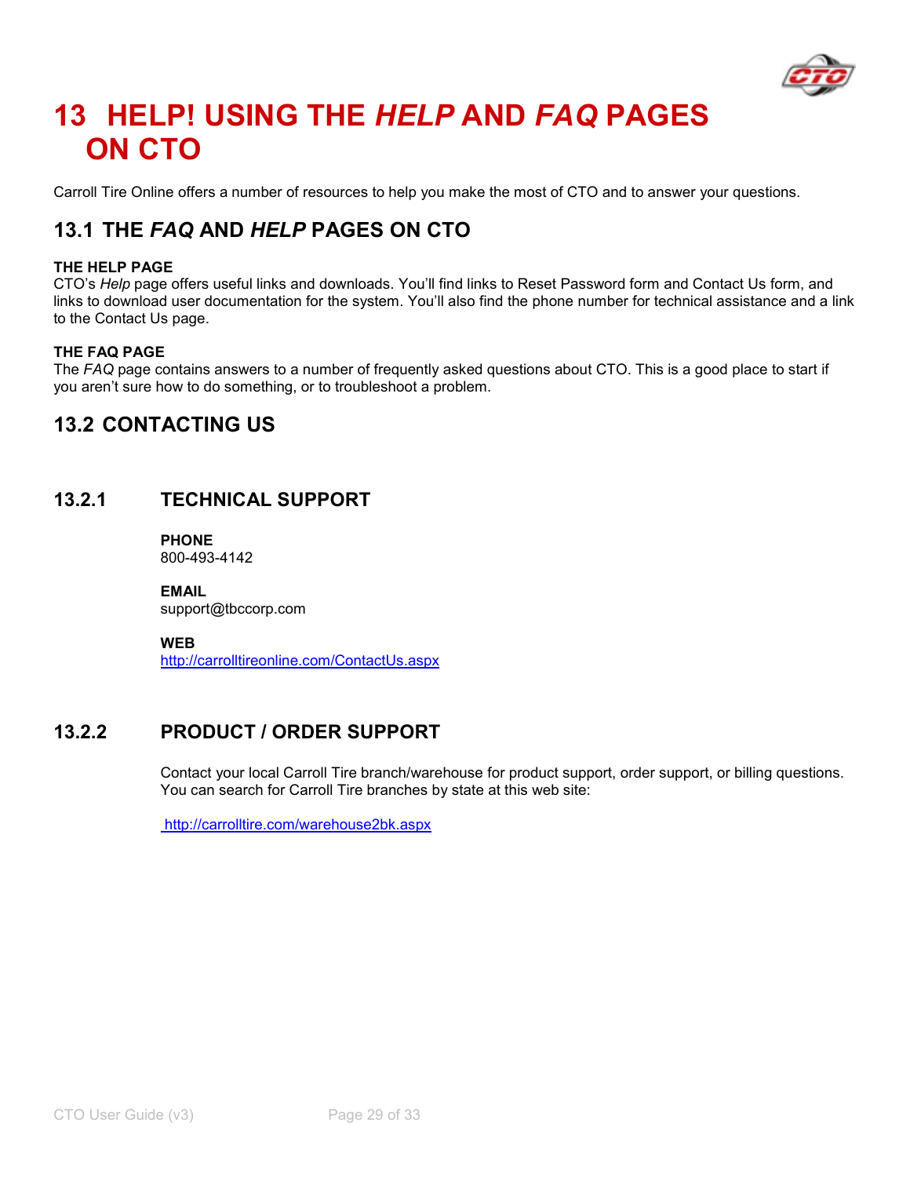# 13 HELP! USING THE *HELP* AND *FAQ* PAGES ON CTO

Carroll Tire Online offers a number of resources to help you make the most of CTO and to answer your questions.

## 13.1 THE *FAQ* AND *HELP* PAGES ON CTO

**THE HELP PAGE**
CTO's *Help* page offers useful links and downloads. You'll find links to Reset Password form and Contact Us form, and links to download user documentation for the system. You'll also find the phone number for technical assistance and a link to the Contact Us page.

**THE FAQ PAGE**
The *FAQ* page contains answers to a number of frequently asked questions about CTO. This is a good place to start if you aren't sure how to do something, or to troubleshoot a problem.

## 13.2 CONTACTING US

### 13.2.1 TECHNICAL SUPPORT

**PHONE**
800-493-4142

**EMAIL**
support@tbccorp.com

**WEB**
http://carrolltireonline.com/ContactUs.aspx

### 13.2.2 PRODUCT / ORDER SUPPORT

Contact your local Carroll Tire branch/warehouse for product support, order support, or billing questions. You can search for Carroll Tire branches by state at this web site:

http://carrolltire.com/warehouse2bk.aspx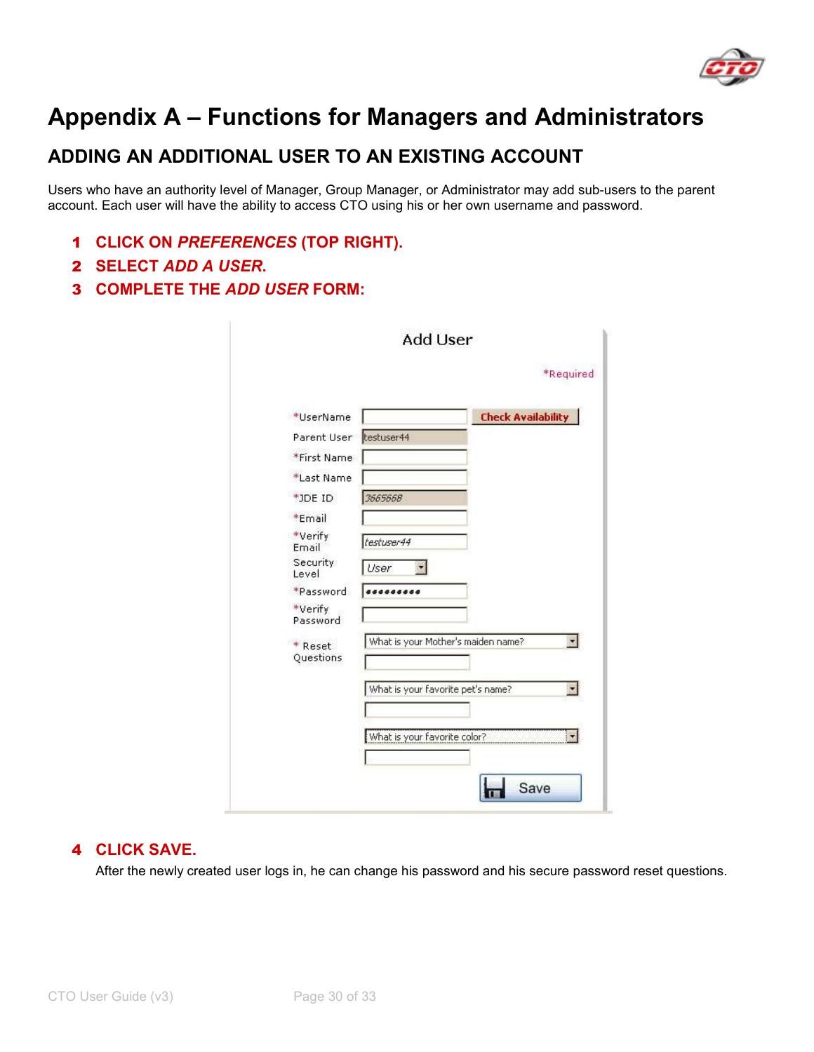# Appendix A – Functions for Managers and Administrators

## ADDING AN ADDITIONAL USER TO AN EXISTING ACCOUNT

Users who have an authority level of Manager, Group Manager, or Administrator may add sub-users to the parent account. Each user will have the ability to access CTO using his or her own username and password.

1. **CLICK ON *PREFERENCES* (TOP RIGHT).**
2. **SELECT *ADD A USER*.**
3. **COMPLETE THE *ADD USER* FORM:**

Add User

*Required

| Field | Value |
| --- | --- |
| *UserName | [Check Availability] |
| Parent User | testuser44 |
| *First Name | |
| *Last Name | |
| *JDE ID | 3665668 |
| *Email | |
| *Verify Email | testuser44 |
| Security Level | User |
| *Password | ●●●●●●●●● |
| *Verify Password | |
| * Reset Questions | What is your Mother's maiden name? |
| | What is your favorite pet's name? |
| | What is your favorite color? |

Save

4. **CLICK SAVE.**

   After the newly created user logs in, he can change his password and his secure password reset questions.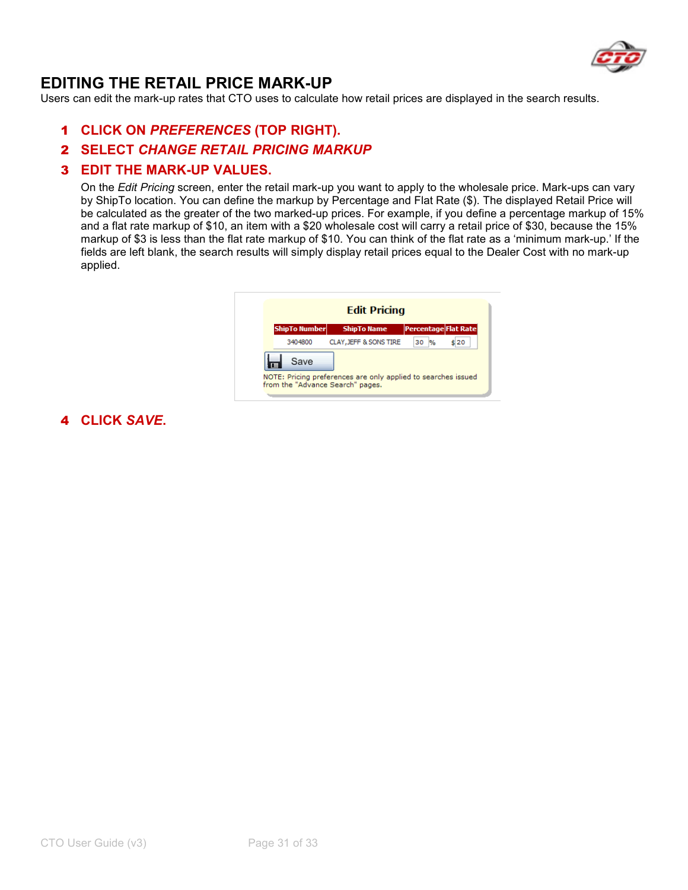# EDITING THE RETAIL PRICE MARK-UP

Users can edit the mark-up rates that CTO uses to calculate how retail prices are displayed in the search results.

1. **CLICK ON *PREFERENCES* (TOP RIGHT).**
2. **SELECT *CHANGE RETAIL PRICING MARKUP***
3. **EDIT THE MARK-UP VALUES.**

   On the *Edit Pricing* screen, enter the retail mark-up you want to apply to the wholesale price. Mark-ups can vary by ShipTo location. You can define the markup by Percentage and Flat Rate ($). The displayed Retail Price will be calculated as the greater of the two marked-up prices. For example, if you define a percentage markup of 15% and a flat rate markup of $10, an item with a $20 wholesale cost will carry a retail price of $30, because the 15% markup of $3 is less than the flat rate markup of $10. You can think of the flat rate as a 'minimum mark-up.' If the fields are left blank, the search results will simply display retail prices equal to the Dealer Cost with no mark-up applied.

   **Edit Pricing**

   | ShipTo Number | ShipTo Name | Percentage | Flat Rate |
   | --- | --- | --- | --- |
   | 3404800 | CLAY, JEFF & SONS TIRE | 30 % | $ 20 |

   Save

   NOTE: Pricing preferences are only applied to searches issued from the "Advance Search" pages.

4. **CLICK *SAVE*.**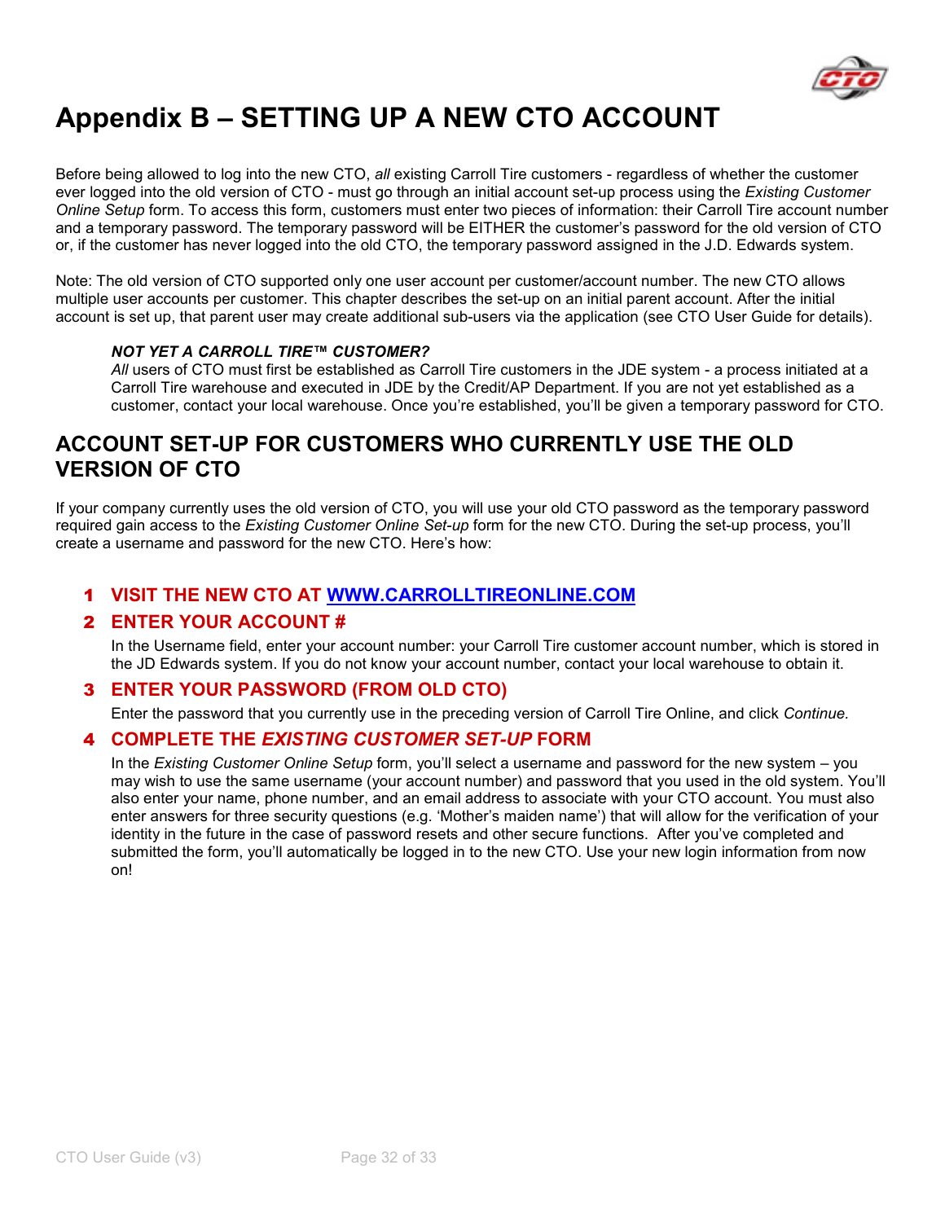# Appendix B – SETTING UP A NEW CTO ACCOUNT

Before being allowed to log into the new CTO, *all* existing Carroll Tire customers - regardless of whether the customer ever logged into the old version of CTO - must go through an initial account set-up process using the *Existing Customer Online Setup* form. To access this form, customers must enter two pieces of information: their Carroll Tire account number and a temporary password. The temporary password will be EITHER the customer's password for the old version of CTO or, if the customer has never logged into the old CTO, the temporary password assigned in the J.D. Edwards system.

Note: The old version of CTO supported only one user account per customer/account number. The new CTO allows multiple user accounts per customer. This chapter describes the set-up on an initial parent account. After the initial account is set up, that parent user may create additional sub-users via the application (see CTO User Guide for details).

> ***NOT YET A CARROLL TIRE™ CUSTOMER?***
> *All* users of CTO must first be established as Carroll Tire customers in the JDE system - a process initiated at a Carroll Tire warehouse and executed in JDE by the Credit/AP Department. If you are not yet established as a customer, contact your local warehouse. Once you're established, you'll be given a temporary password for CTO.

## ACCOUNT SET-UP FOR CUSTOMERS WHO CURRENTLY USE THE OLD VERSION OF CTO

If your company currently uses the old version of CTO, you will use your old CTO password as the temporary password required gain access to the *Existing Customer Online Set-up* form for the new CTO. During the set-up process, you'll create a username and password for the new CTO. Here's how:

### 1 VISIT THE NEW CTO AT WWW.CARROLLTIREONLINE.COM

### 2 ENTER YOUR ACCOUNT #

In the Username field, enter your account number: your Carroll Tire customer account number, which is stored in the JD Edwards system. If you do not know your account number, contact your local warehouse to obtain it.

### 3 ENTER YOUR PASSWORD (FROM OLD CTO)

Enter the password that you currently use in the preceding version of Carroll Tire Online, and click *Continue.*

### 4 COMPLETE THE *EXISTING CUSTOMER SET-UP* FORM

In the *Existing Customer Online Setup* form, you'll select a username and password for the new system – you may wish to use the same username (your account number) and password that you used in the old system. You'll also enter your name, phone number, and an email address to associate with your CTO account. You must also enter answers for three security questions (e.g. 'Mother's maiden name') that will allow for the verification of your identity in the future in the case of password resets and other secure functions. After you've completed and submitted the form, you'll automatically be logged in to the new CTO. Use your new login information from now on!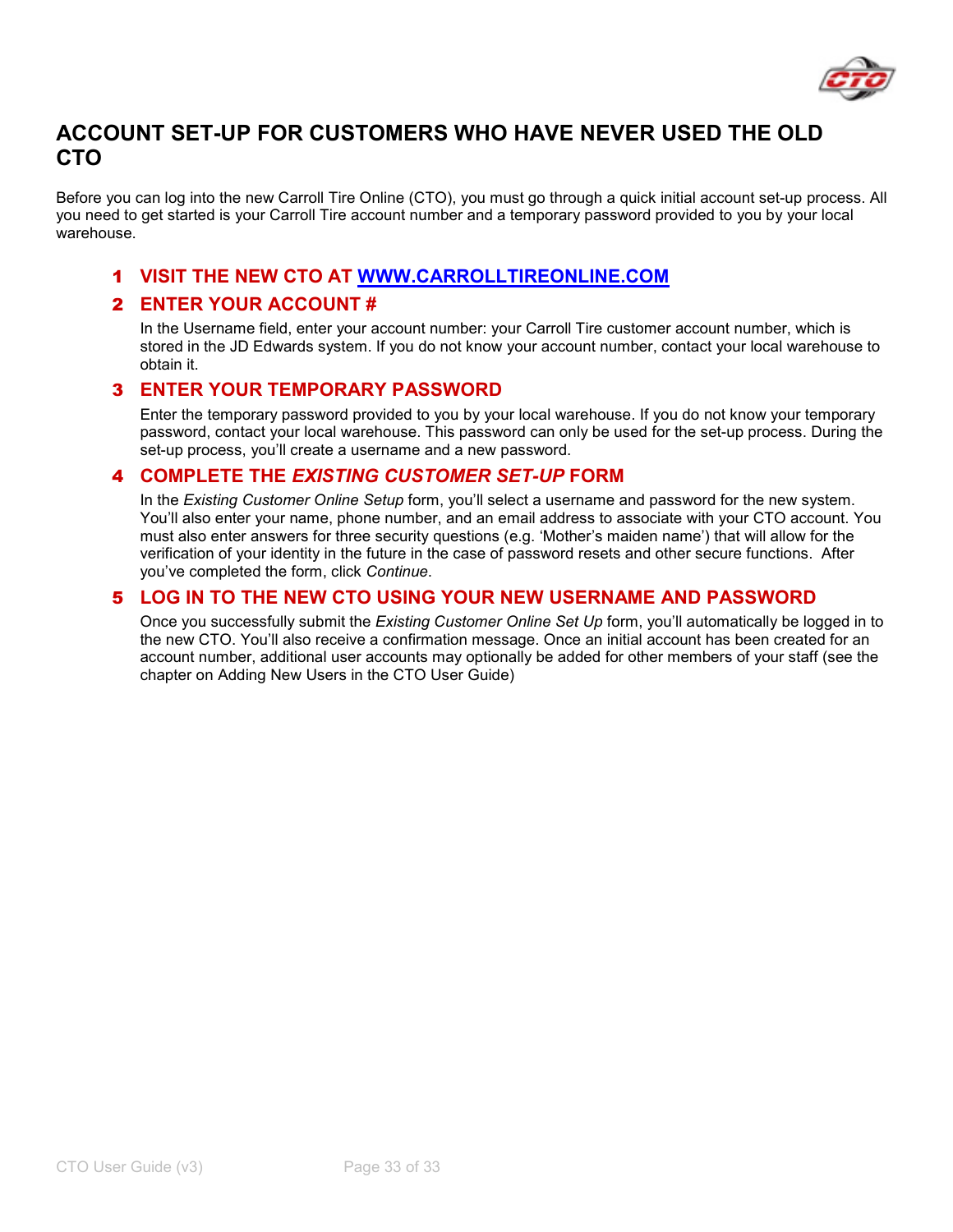# ACCOUNT SET-UP FOR CUSTOMERS WHO HAVE NEVER USED THE OLD CTO

Before you can log into the new Carroll Tire Online (CTO), you must go through a quick initial account set-up process. All you need to get started is your Carroll Tire account number and a temporary password provided to you by your local warehouse.

## 1 VISIT THE NEW CTO AT WWW.CARROLLTIREONLINE.COM

## 2 ENTER YOUR ACCOUNT #

In the Username field, enter your account number: your Carroll Tire customer account number, which is stored in the JD Edwards system. If you do not know your account number, contact your local warehouse to obtain it.

## 3 ENTER YOUR TEMPORARY PASSWORD

Enter the temporary password provided to you by your local warehouse. If you do not know your temporary password, contact your local warehouse. This password can only be used for the set-up process. During the set-up process, you'll create a username and a new password.

## 4 COMPLETE THE *EXISTING CUSTOMER SET-UP* FORM

In the *Existing Customer Online Setup* form, you'll select a username and password for the new system. You'll also enter your name, phone number, and an email address to associate with your CTO account. You must also enter answers for three security questions (e.g. 'Mother's maiden name') that will allow for the verification of your identity in the future in the case of password resets and other secure functions. After you've completed the form, click *Continue*.

## 5 LOG IN TO THE NEW CTO USING YOUR NEW USERNAME AND PASSWORD

Once you successfully submit the *Existing Customer Online Set Up* form, you'll automatically be logged in to the new CTO. You'll also receive a confirmation message. Once an initial account has been created for an account number, additional user accounts may optionally be added for other members of your staff (see the chapter on Adding New Users in the CTO User Guide)